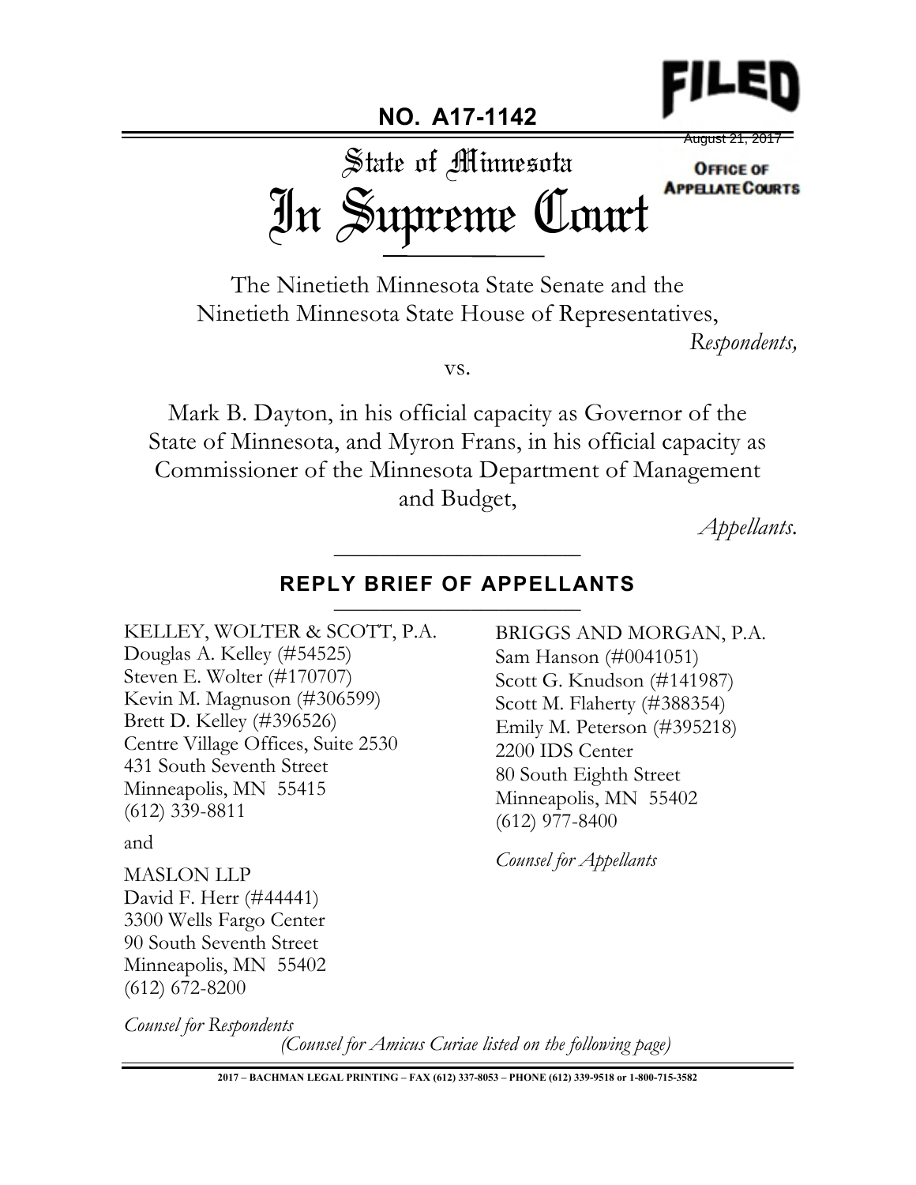FILED

August 21, 2017

OFFICE OF APPELLATE COURTS

**NO. A17-1142**

# State of Minnesota
# In Supreme Court

The Ninetieth Minnesota State Senate and the Ninetieth Minnesota State House of Representatives,

*Respondents,*

vs.

Mark B. Dayton, in his official capacity as Governor of the State of Minnesota, and Myron Frans, in his official capacity as Commissioner of the Minnesota Department of Management and Budget,

*Appellants.*

## REPLY BRIEF OF APPELLANTS

KELLEY, WOLTER & SCOTT, P.A.
Douglas A. Kelley (#54525)
Steven E. Wolter (#170707)
Kevin M. Magnuson (#306599)
Brett D. Kelley (#396526)
Centre Village Offices, Suite 2530
431 South Seventh Street
Minneapolis, MN 55415
(612) 339-8811

and

MASLON LLP
David F. Herr (#44441)
3300 Wells Fargo Center
90 South Seventh Street
Minneapolis, MN 55402
(612) 672-8200

*Counsel for Respondents*

BRIGGS AND MORGAN, P.A.
Sam Hanson (#0041051)
Scott G. Knudson (#141987)
Scott M. Flaherty (#388354)
Emily M. Peterson (#395218)
2200 IDS Center
80 South Eighth Street
Minneapolis, MN 55402
(612) 977-8400

*Counsel for Appellants*

*(Counsel for Amicus Curiae listed on the following page)*

2017 – BACHMAN LEGAL PRINTING – FAX (612) 337-8053 – PHONE (612) 339-9518 or 1-800-715-3582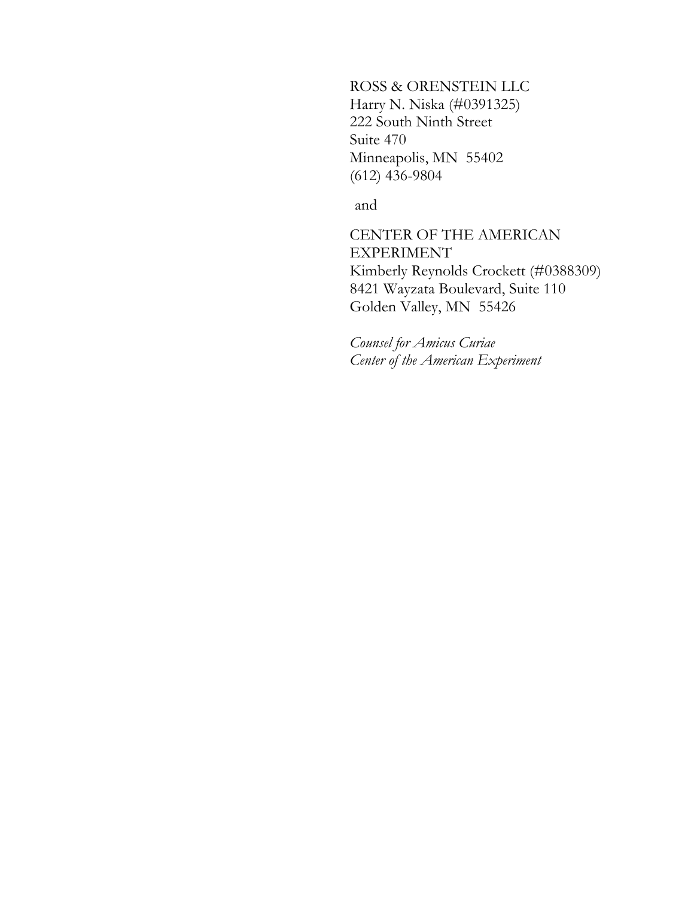ROSS & ORENSTEIN LLC
Harry N. Niska (#0391325)
222 South Ninth Street
Suite 470
Minneapolis, MN 55402
(612) 436-9804

and

CENTER OF THE AMERICAN EXPERIMENT
Kimberly Reynolds Crockett (#0388309)
8421 Wayzata Boulevard, Suite 110
Golden Valley, MN 55426

*Counsel for Amicus Curiae*
*Center of the American Experiment*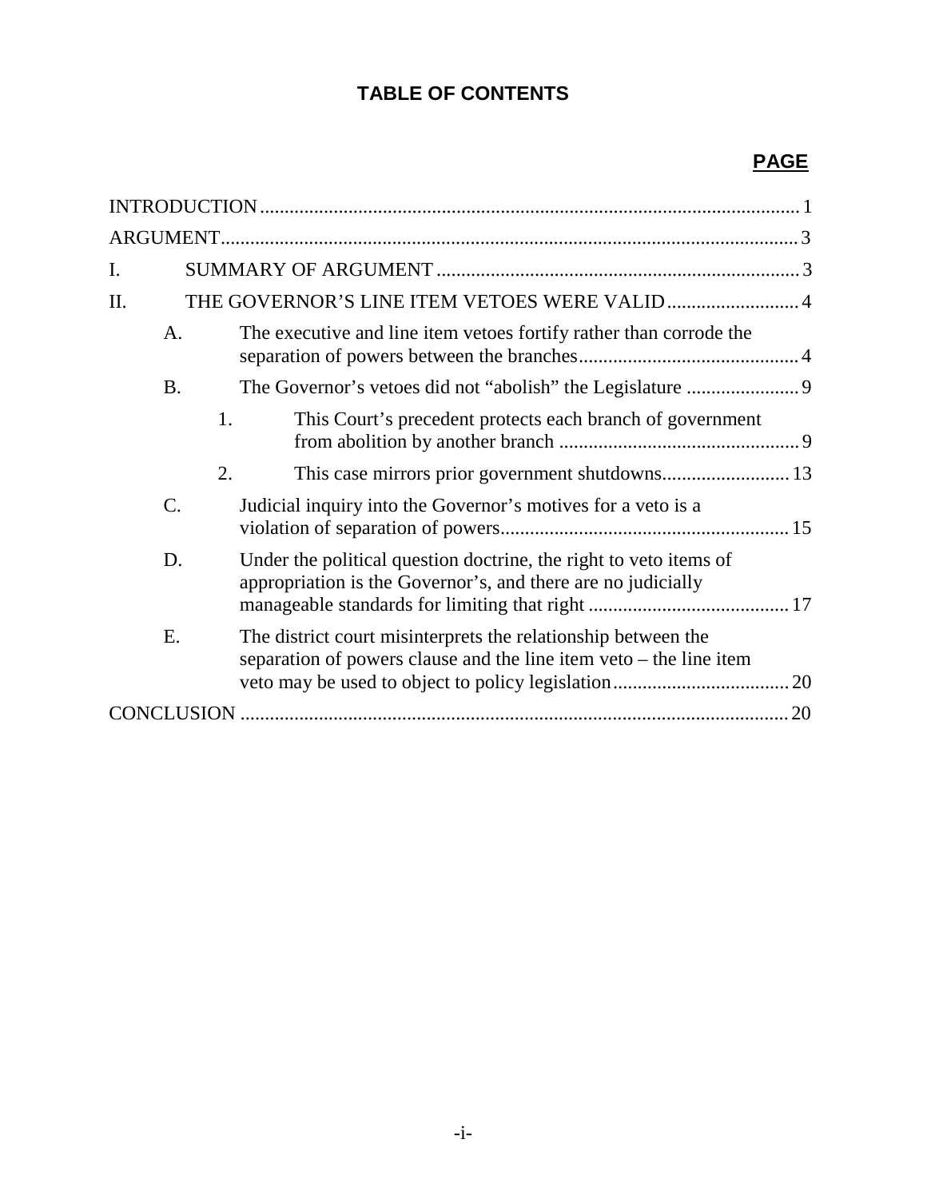# TABLE OF CONTENTS

**PAGE**

INTRODUCTION.......... 1

ARGUMENT.......... 3

I. SUMMARY OF ARGUMENT.......... 3

II. THE GOVERNOR'S LINE ITEM VETOES WERE VALID.......... 4

- A. The executive and line item vetoes fortify rather than corrode the separation of powers between the branches.......... 4
- B. The Governor's vetoes did not "abolish" the Legislature.......... 9
  - 1. This Court's precedent protects each branch of government from abolition by another branch.......... 9
  - 2. This case mirrors prior government shutdowns.......... 13
- C. Judicial inquiry into the Governor's motives for a veto is a violation of separation of powers.......... 15
- D. Under the political question doctrine, the right to veto items of appropriation is the Governor's, and there are no judicially manageable standards for limiting that right.......... 17
- E. The district court misinterprets the relationship between the separation of powers clause and the line item veto – the line item veto may be used to object to policy legislation.......... 20

CONCLUSION.......... 20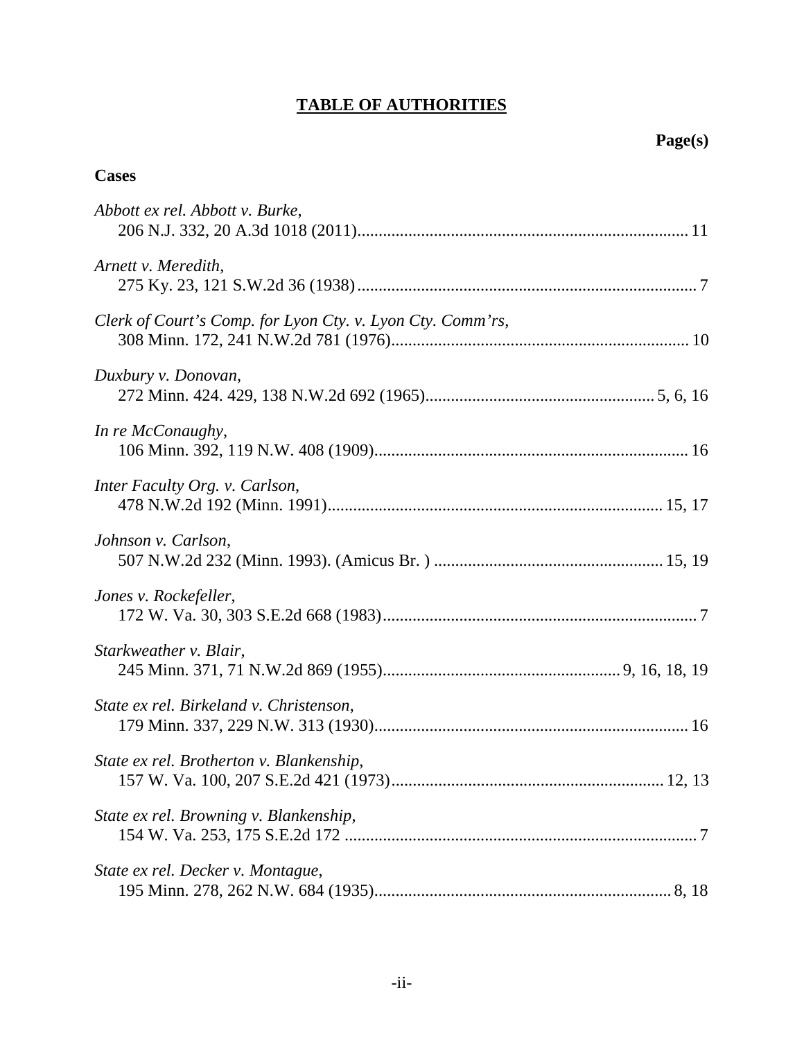# TABLE OF AUTHORITIES

**Page(s)**

**Cases**

*Abbott ex rel. Abbott v. Burke*,
206 N.J. 332, 20 A.3d 1018 (2011)............................................................................. 11

*Arnett v. Meredith*,
275 Ky. 23, 121 S.W.2d 36 (1938)............................................................................... 7

*Clerk of Court's Comp. for Lyon Cty. v. Lyon Cty. Comm'rs*,
308 Minn. 172, 241 N.W.2d 781 (1976)..................................................................... 10

*Duxbury v. Donovan*,
272 Minn. 424. 429, 138 N.W.2d 692 (1965)..................................................... 5, 6, 16

*In re McConaughy*,
106 Minn. 392, 119 N.W. 408 (1909)......................................................................... 16

*Inter Faculty Org. v. Carlson*,
478 N.W.2d 192 (Minn. 1991)............................................................................. 15, 17

*Johnson v. Carlson*,
507 N.W.2d 232 (Minn. 1993). (Amicus Br. ) ..................................................... 15, 19

*Jones v. Rockefeller*,
172 W. Va. 30, 303 S.E.2d 668 (1983).......................................................................... 7

*Starkweather v. Blair*,
245 Minn. 371, 71 N.W.2d 869 (1955)....................................................... 9, 16, 18, 19

*State ex rel. Birkeland v. Christenson*,
179 Minn. 337, 229 N.W. 313 (1930)......................................................................... 16

*State ex rel. Brotherton v. Blankenship*,
157 W. Va. 100, 207 S.E.2d 421 (1973)................................................................ 12, 13

*State ex rel. Browning v. Blankenship*,
154 W. Va. 253, 175 S.E.2d 172 .................................................................................. 7

*State ex rel. Decker v. Montague*,
195 Minn. 278, 262 N.W. 684 (1935)...................................................................... 8, 18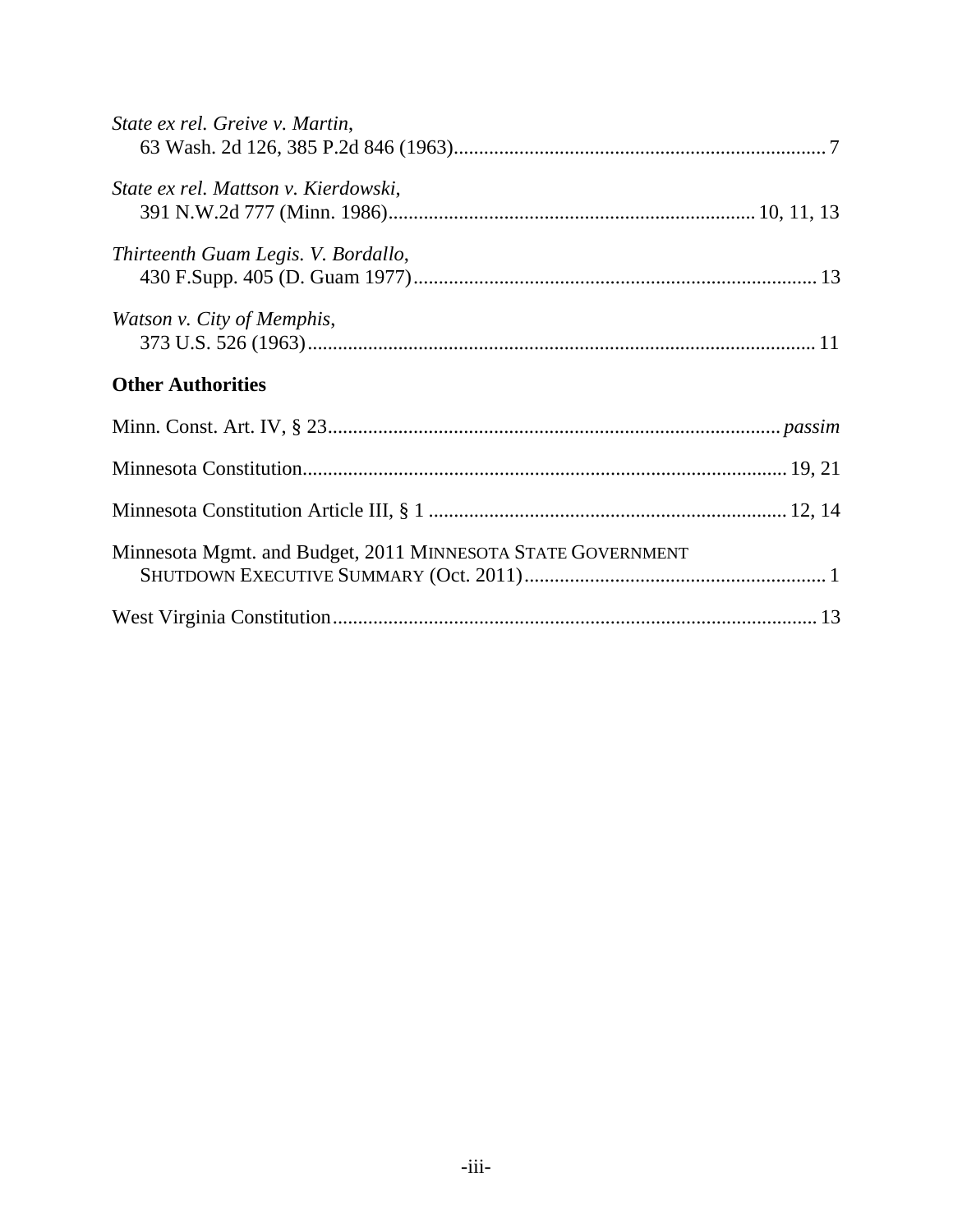*State ex rel. Greive v. Martin*,
63 Wash. 2d 126, 385 P.2d 846 (1963)........................................................................... 7

*State ex rel. Mattson v. Kierdowski*,
391 N.W.2d 777 (Minn. 1986)........................................................................ 10, 11, 13

*Thirteenth Guam Legis. V. Bordallo*,
430 F.Supp. 405 (D. Guam 1977)............................................................................... 13

*Watson v. City of Memphis*,
373 U.S. 526 (1963).................................................................................................... 11

**Other Authorities**

Minn. Const. Art. IV, § 23......................................................................................... *passim*

Minnesota Constitution............................................................................................. 19, 21

Minnesota Constitution Article III, § 1 ...................................................................... 12, 14

Minnesota Mgmt. and Budget, 2011 MINNESOTA STATE GOVERNMENT
SHUTDOWN EXECUTIVE SUMMARY (Oct. 2011)........................................................... 1

West Virginia Constitution............................................................................................ 13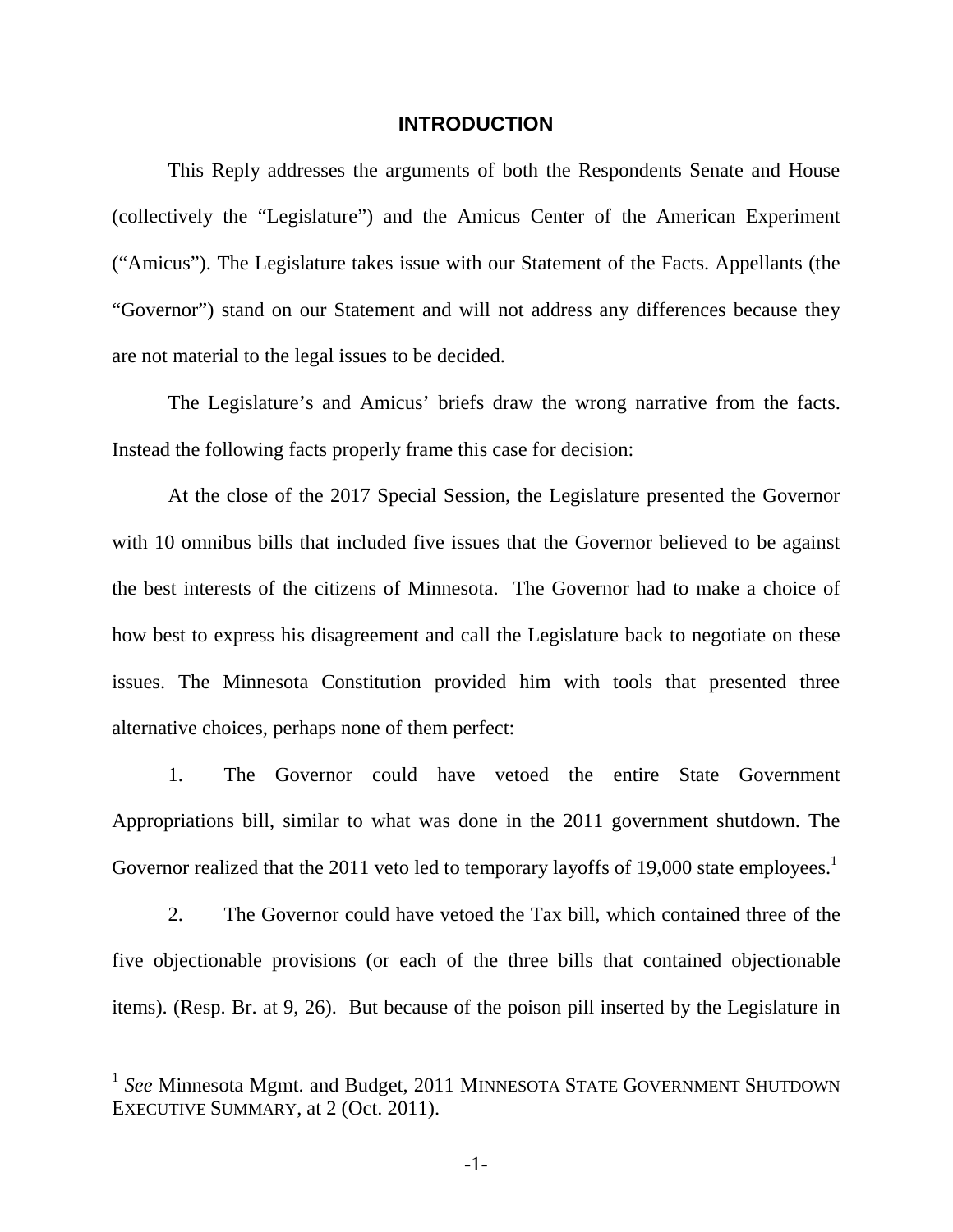# INTRODUCTION

This Reply addresses the arguments of both the Respondents Senate and House (collectively the "Legislature") and the Amicus Center of the American Experiment ("Amicus"). The Legislature takes issue with our Statement of the Facts. Appellants (the "Governor") stand on our Statement and will not address any differences because they are not material to the legal issues to be decided.

The Legislature's and Amicus' briefs draw the wrong narrative from the facts. Instead the following facts properly frame this case for decision:

At the close of the 2017 Special Session, the Legislature presented the Governor with 10 omnibus bills that included five issues that the Governor believed to be against the best interests of the citizens of Minnesota. The Governor had to make a choice of how best to express his disagreement and call the Legislature back to negotiate on these issues. The Minnesota Constitution provided him with tools that presented three alternative choices, perhaps none of them perfect:

1. The Governor could have vetoed the entire State Government Appropriations bill, similar to what was done in the 2011 government shutdown. The Governor realized that the 2011 veto led to temporary layoffs of 19,000 state employees.[1]

2. The Governor could have vetoed the Tax bill, which contained three of the five objectionable provisions (or each of the three bills that contained objectionable items). (Resp. Br. at 9, 26). But because of the poison pill inserted by the Legislature in

---

[1] *See* Minnesota Mgmt. and Budget, 2011 MINNESOTA STATE GOVERNMENT SHUTDOWN EXECUTIVE SUMMARY, at 2 (Oct. 2011).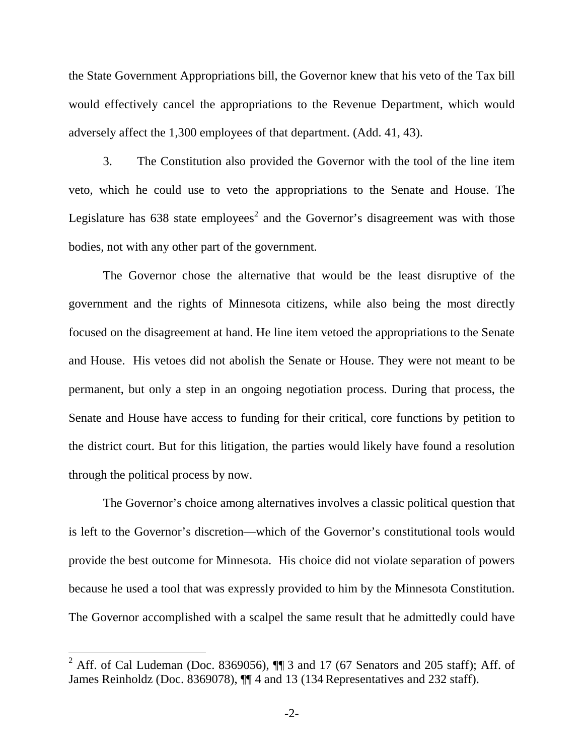the State Government Appropriations bill, the Governor knew that his veto of the Tax bill would effectively cancel the appropriations to the Revenue Department, which would adversely affect the 1,300 employees of that department. (Add. 41, 43).

3. The Constitution also provided the Governor with the tool of the line item veto, which he could use to veto the appropriations to the Senate and House. The Legislature has 638 state employees[2] and the Governor's disagreement was with those bodies, not with any other part of the government.

The Governor chose the alternative that would be the least disruptive of the government and the rights of Minnesota citizens, while also being the most directly focused on the disagreement at hand. He line item vetoed the appropriations to the Senate and House. His vetoes did not abolish the Senate or House. They were not meant to be permanent, but only a step in an ongoing negotiation process. During that process, the Senate and House have access to funding for their critical, core functions by petition to the district court. But for this litigation, the parties would likely have found a resolution through the political process by now.

The Governor's choice among alternatives involves a classic political question that is left to the Governor's discretion—which of the Governor's constitutional tools would provide the best outcome for Minnesota. His choice did not violate separation of powers because he used a tool that was expressly provided to him by the Minnesota Constitution. The Governor accomplished with a scalpel the same result that he admittedly could have

[2] Aff. of Cal Ludeman (Doc. 8369056), ¶¶ 3 and 17 (67 Senators and 205 staff); Aff. of James Reinholdz (Doc. 8369078), ¶¶ 4 and 13 (134 Representatives and 232 staff).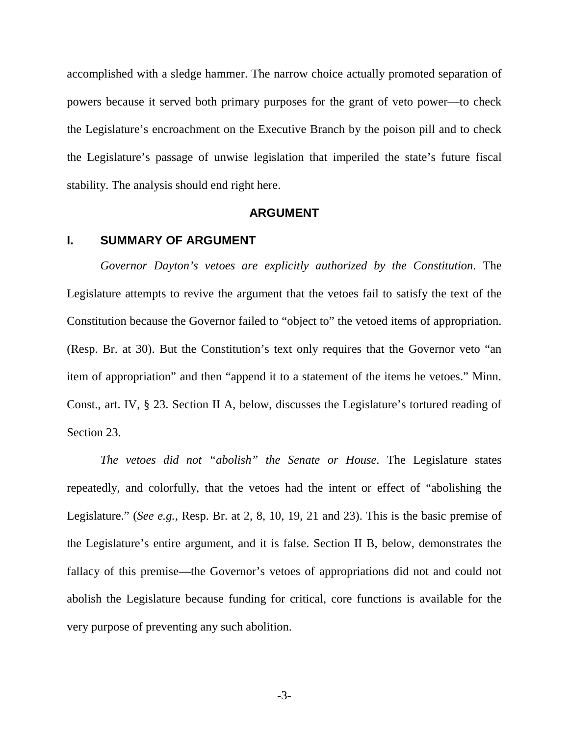accomplished with a sledge hammer. The narrow choice actually promoted separation of powers because it served both primary purposes for the grant of veto power—to check the Legislature's encroachment on the Executive Branch by the poison pill and to check the Legislature's passage of unwise legislation that imperiled the state's future fiscal stability. The analysis should end right here.

## ARGUMENT

### I. SUMMARY OF ARGUMENT

*Governor Dayton's vetoes are explicitly authorized by the Constitution*. The Legislature attempts to revive the argument that the vetoes fail to satisfy the text of the Constitution because the Governor failed to "object to" the vetoed items of appropriation. (Resp. Br. at 30). But the Constitution's text only requires that the Governor veto "an item of appropriation" and then "append it to a statement of the items he vetoes." Minn. Const., art. IV, § 23. Section II A, below, discusses the Legislature's tortured reading of Section 23.

*The vetoes did not "abolish" the Senate or House*. The Legislature states repeatedly, and colorfully, that the vetoes had the intent or effect of "abolishing the Legislature." (*See e.g.*, Resp. Br. at 2, 8, 10, 19, 21 and 23). This is the basic premise of the Legislature's entire argument, and it is false. Section II B, below, demonstrates the fallacy of this premise—the Governor's vetoes of appropriations did not and could not abolish the Legislature because funding for critical, core functions is available for the very purpose of preventing any such abolition.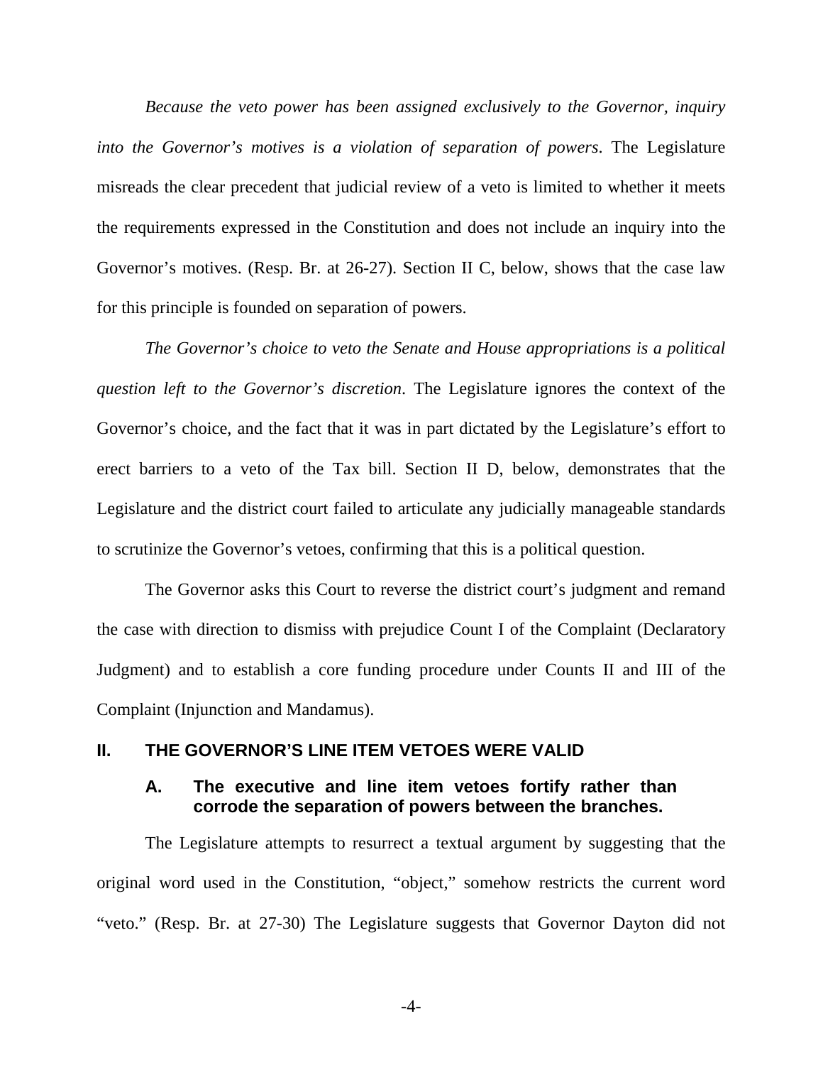*Because the veto power has been assigned exclusively to the Governor, inquiry into the Governor's motives is a violation of separation of powers*. The Legislature misreads the clear precedent that judicial review of a veto is limited to whether it meets the requirements expressed in the Constitution and does not include an inquiry into the Governor's motives. (Resp. Br. at 26-27). Section II C, below, shows that the case law for this principle is founded on separation of powers.

*The Governor's choice to veto the Senate and House appropriations is a political question left to the Governor's discretion*. The Legislature ignores the context of the Governor's choice, and the fact that it was in part dictated by the Legislature's effort to erect barriers to a veto of the Tax bill. Section II D, below, demonstrates that the Legislature and the district court failed to articulate any judicially manageable standards to scrutinize the Governor's vetoes, confirming that this is a political question.

The Governor asks this Court to reverse the district court's judgment and remand the case with direction to dismiss with prejudice Count I of the Complaint (Declaratory Judgment) and to establish a core funding procedure under Counts II and III of the Complaint (Injunction and Mandamus).

## II. THE GOVERNOR'S LINE ITEM VETOES WERE VALID

### A. The executive and line item vetoes fortify rather than corrode the separation of powers between the branches.

The Legislature attempts to resurrect a textual argument by suggesting that the original word used in the Constitution, "object," somehow restricts the current word "veto." (Resp. Br. at 27-30) The Legislature suggests that Governor Dayton did not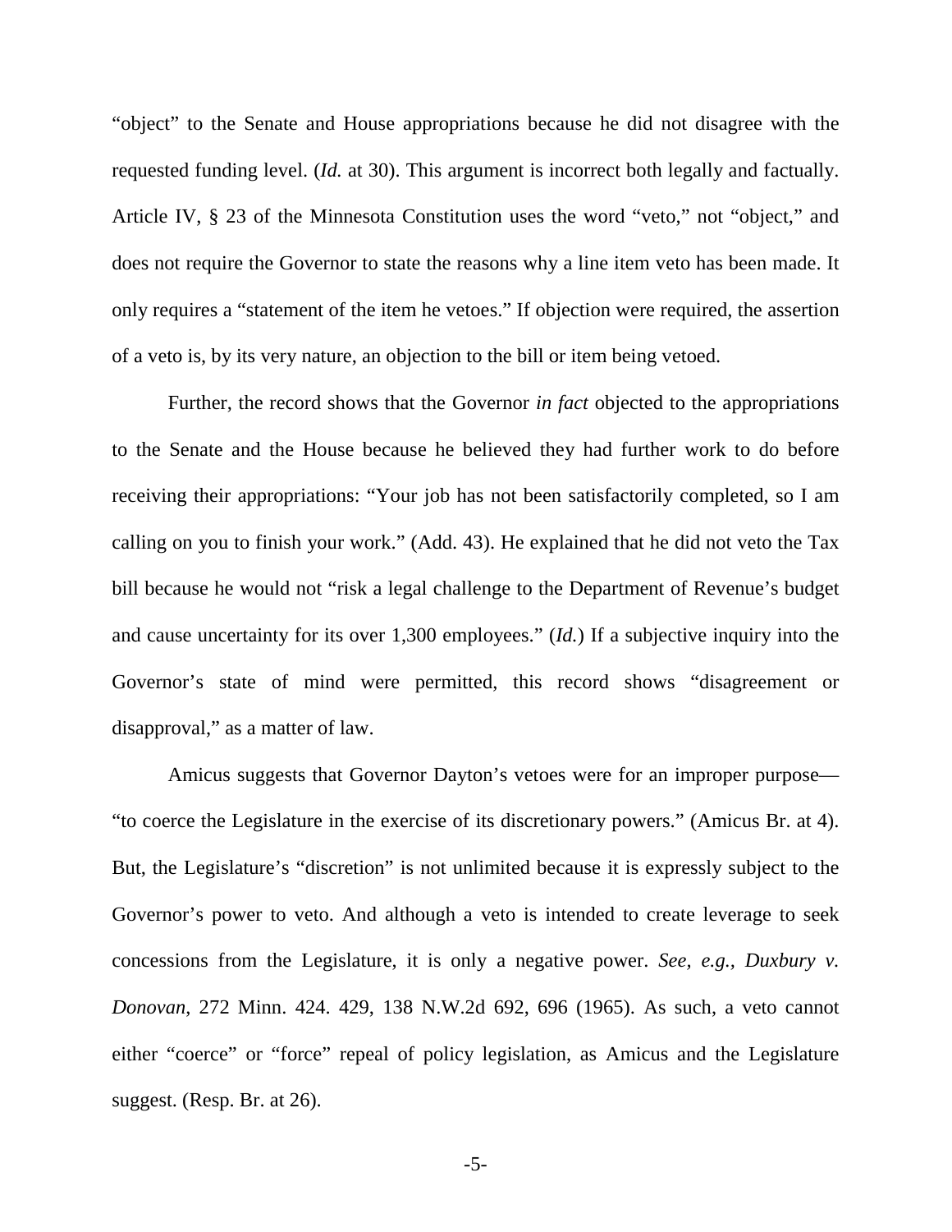"object" to the Senate and House appropriations because he did not disagree with the requested funding level. (*Id.* at 30). This argument is incorrect both legally and factually. Article IV, § 23 of the Minnesota Constitution uses the word "veto," not "object," and does not require the Governor to state the reasons why a line item veto has been made. It only requires a "statement of the item he vetoes." If objection were required, the assertion of a veto is, by its very nature, an objection to the bill or item being vetoed.

Further, the record shows that the Governor *in fact* objected to the appropriations to the Senate and the House because he believed they had further work to do before receiving their appropriations: "Your job has not been satisfactorily completed, so I am calling on you to finish your work." (Add. 43). He explained that he did not veto the Tax bill because he would not "risk a legal challenge to the Department of Revenue's budget and cause uncertainty for its over 1,300 employees." (*Id.*) If a subjective inquiry into the Governor's state of mind were permitted, this record shows "disagreement or disapproval," as a matter of law.

Amicus suggests that Governor Dayton's vetoes were for an improper purpose—"to coerce the Legislature in the exercise of its discretionary powers." (Amicus Br. at 4). But, the Legislature's "discretion" is not unlimited because it is expressly subject to the Governor's power to veto. And although a veto is intended to create leverage to seek concessions from the Legislature, it is only a negative power. *See, e.g.*, *Duxbury v. Donovan*, 272 Minn. 424. 429, 138 N.W.2d 692, 696 (1965). As such, a veto cannot either "coerce" or "force" repeal of policy legislation, as Amicus and the Legislature suggest. (Resp. Br. at 26).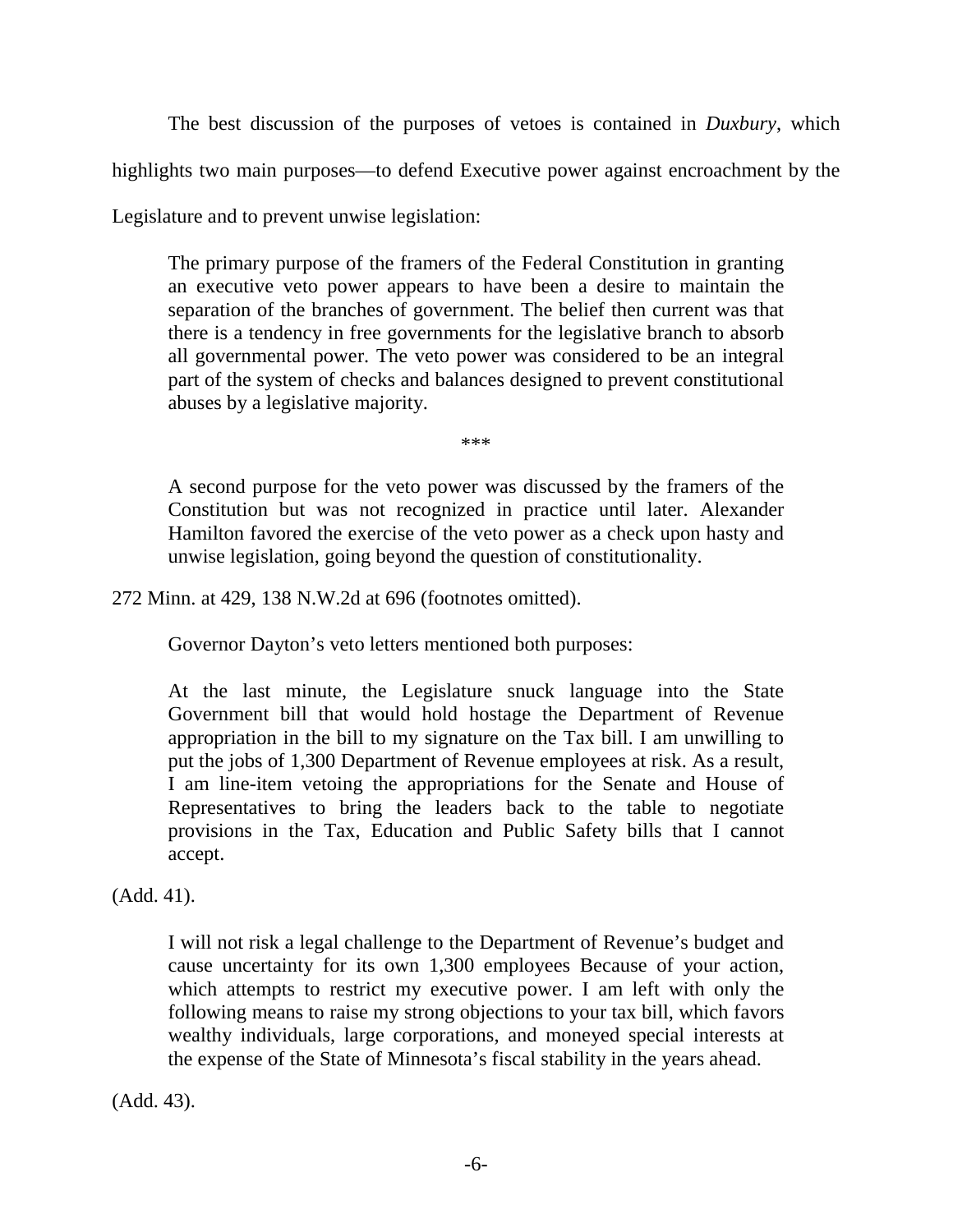The best discussion of the purposes of vetoes is contained in *Duxbury*, which highlights two main purposes—to defend Executive power against encroachment by the Legislature and to prevent unwise legislation:

> The primary purpose of the framers of the Federal Constitution in granting an executive veto power appears to have been a desire to maintain the separation of the branches of government. The belief then current was that there is a tendency in free governments for the legislative branch to absorb all governmental power. The veto power was considered to be an integral part of the system of checks and balances designed to prevent constitutional abuses by a legislative majority.
>
> \*\*\*
>
> A second purpose for the veto power was discussed by the framers of the Constitution but was not recognized in practice until later. Alexander Hamilton favored the exercise of the veto power as a check upon hasty and unwise legislation, going beyond the question of constitutionality.

272 Minn. at 429, 138 N.W.2d at 696 (footnotes omitted).

Governor Dayton's veto letters mentioned both purposes:

> At the last minute, the Legislature snuck language into the State Government bill that would hold hostage the Department of Revenue appropriation in the bill to my signature on the Tax bill. I am unwilling to put the jobs of 1,300 Department of Revenue employees at risk. As a result, I am line-item vetoing the appropriations for the Senate and House of Representatives to bring the leaders back to the table to negotiate provisions in the Tax, Education and Public Safety bills that I cannot accept.

(Add. 41).

> I will not risk a legal challenge to the Department of Revenue's budget and cause uncertainty for its own 1,300 employees Because of your action, which attempts to restrict my executive power. I am left with only the following means to raise my strong objections to your tax bill, which favors wealthy individuals, large corporations, and moneyed special interests at the expense of the State of Minnesota's fiscal stability in the years ahead.

(Add. 43).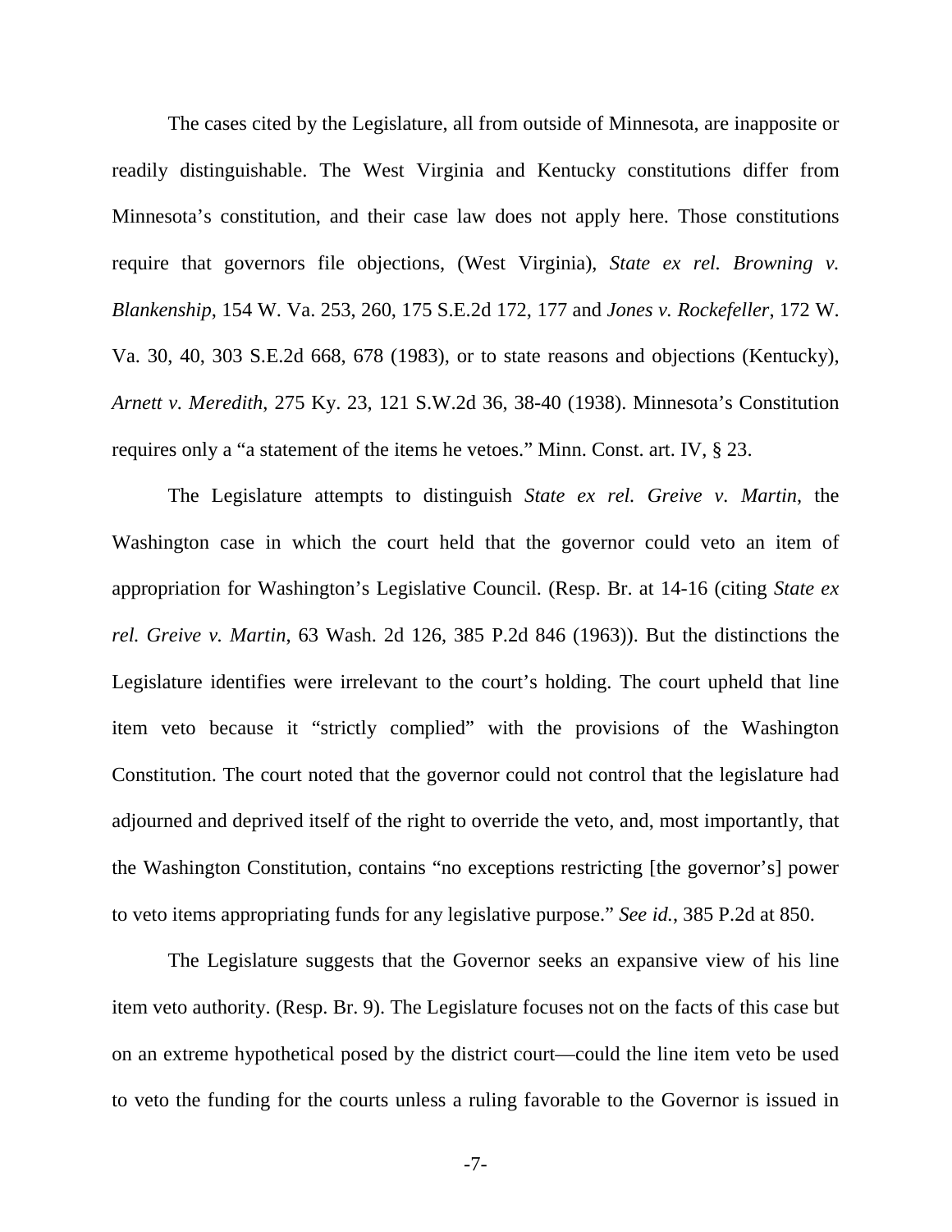The cases cited by the Legislature, all from outside of Minnesota, are inapposite or readily distinguishable. The West Virginia and Kentucky constitutions differ from Minnesota's constitution, and their case law does not apply here. Those constitutions require that governors file objections, (West Virginia), *State ex rel. Browning v. Blankenship*, 154 W. Va. 253, 260, 175 S.E.2d 172, 177 and *Jones v. Rockefeller*, 172 W. Va. 30, 40, 303 S.E.2d 668, 678 (1983), or to state reasons and objections (Kentucky), *Arnett v. Meredith*, 275 Ky. 23, 121 S.W.2d 36, 38-40 (1938). Minnesota's Constitution requires only a "a statement of the items he vetoes." Minn. Const. art. IV, § 23.

The Legislature attempts to distinguish *State ex rel. Greive v. Martin*, the Washington case in which the court held that the governor could veto an item of appropriation for Washington's Legislative Council. (Resp. Br. at 14-16 (citing *State ex rel. Greive v. Martin*, 63 Wash. 2d 126, 385 P.2d 846 (1963)). But the distinctions the Legislature identifies were irrelevant to the court's holding. The court upheld that line item veto because it "strictly complied" with the provisions of the Washington Constitution. The court noted that the governor could not control that the legislature had adjourned and deprived itself of the right to override the veto, and, most importantly, that the Washington Constitution, contains "no exceptions restricting [the governor's] power to veto items appropriating funds for any legislative purpose." *See id.*, 385 P.2d at 850.

The Legislature suggests that the Governor seeks an expansive view of his line item veto authority. (Resp. Br. 9). The Legislature focuses not on the facts of this case but on an extreme hypothetical posed by the district court—could the line item veto be used to veto the funding for the courts unless a ruling favorable to the Governor is issued in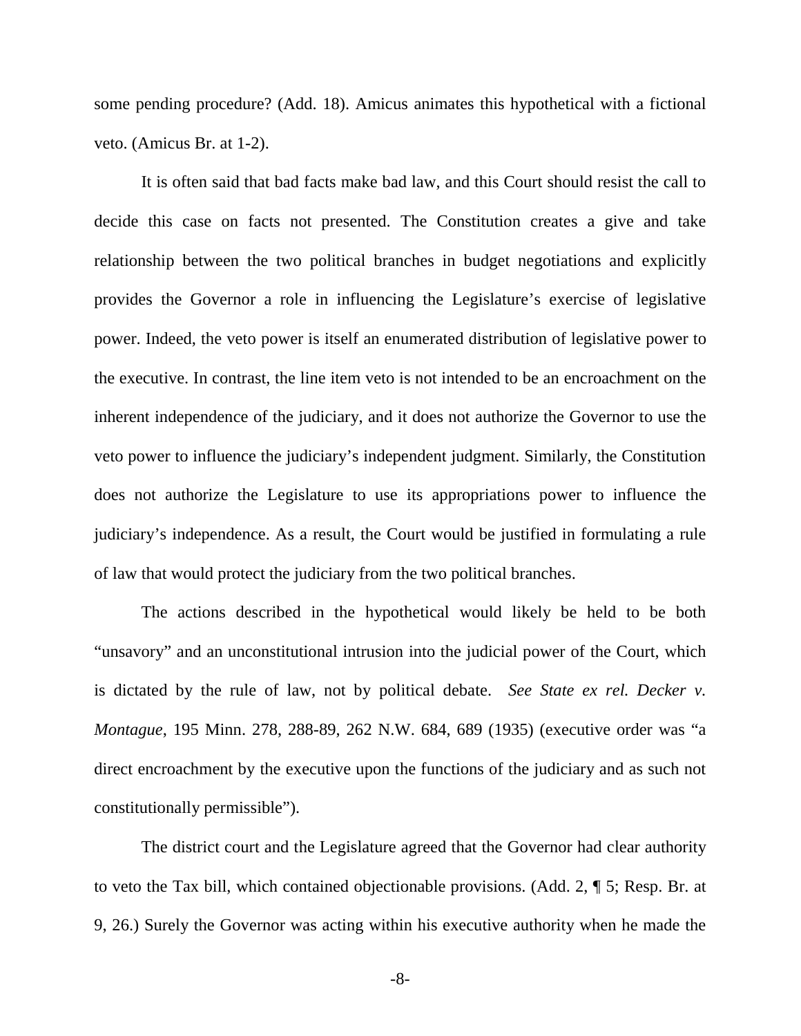some pending procedure? (Add. 18). Amicus animates this hypothetical with a fictional veto. (Amicus Br. at 1-2).

It is often said that bad facts make bad law, and this Court should resist the call to decide this case on facts not presented. The Constitution creates a give and take relationship between the two political branches in budget negotiations and explicitly provides the Governor a role in influencing the Legislature's exercise of legislative power. Indeed, the veto power is itself an enumerated distribution of legislative power to the executive. In contrast, the line item veto is not intended to be an encroachment on the inherent independence of the judiciary, and it does not authorize the Governor to use the veto power to influence the judiciary's independent judgment. Similarly, the Constitution does not authorize the Legislature to use its appropriations power to influence the judiciary's independence. As a result, the Court would be justified in formulating a rule of law that would protect the judiciary from the two political branches.

The actions described in the hypothetical would likely be held to be both "unsavory" and an unconstitutional intrusion into the judicial power of the Court, which is dictated by the rule of law, not by political debate. *See State ex rel. Decker v. Montague*, 195 Minn. 278, 288-89, 262 N.W. 684, 689 (1935) (executive order was "a direct encroachment by the executive upon the functions of the judiciary and as such not constitutionally permissible").

The district court and the Legislature agreed that the Governor had clear authority to veto the Tax bill, which contained objectionable provisions. (Add. 2, ¶ 5; Resp. Br. at 9, 26.) Surely the Governor was acting within his executive authority when he made the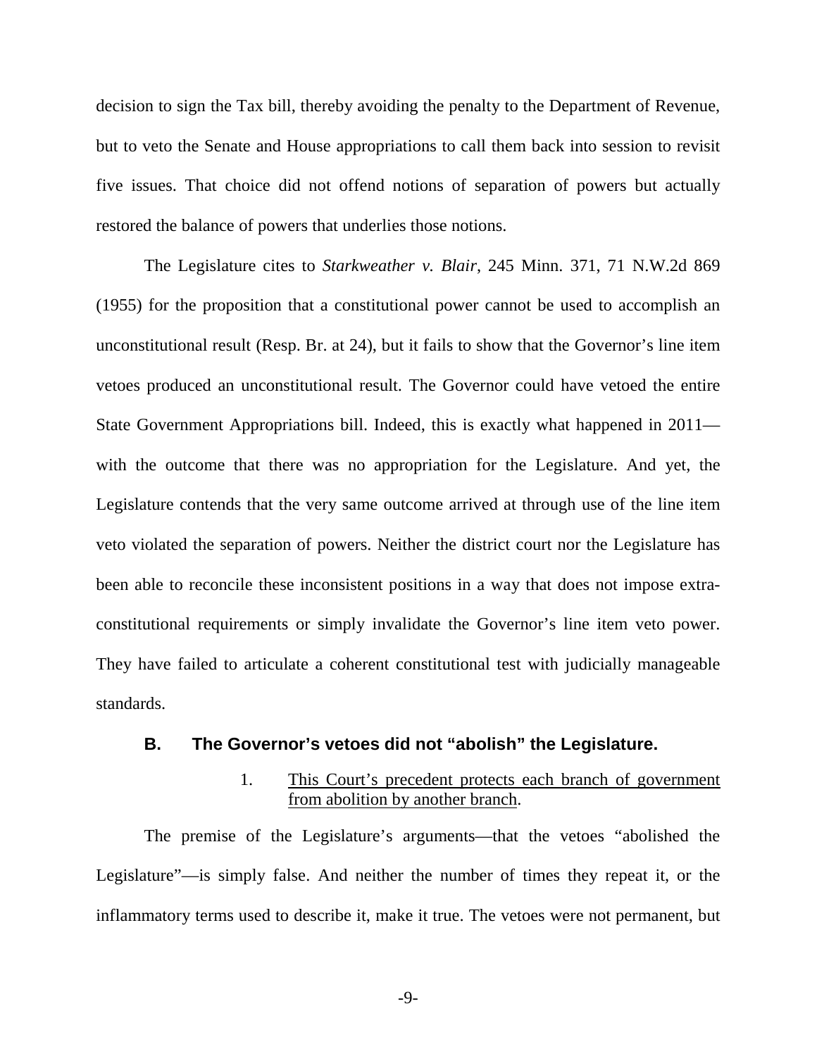decision to sign the Tax bill, thereby avoiding the penalty to the Department of Revenue, but to veto the Senate and House appropriations to call them back into session to revisit five issues. That choice did not offend notions of separation of powers but actually restored the balance of powers that underlies those notions.

The Legislature cites to *Starkweather v. Blair*, 245 Minn. 371, 71 N.W.2d 869 (1955) for the proposition that a constitutional power cannot be used to accomplish an unconstitutional result (Resp. Br. at 24), but it fails to show that the Governor's line item vetoes produced an unconstitutional result. The Governor could have vetoed the entire State Government Appropriations bill. Indeed, this is exactly what happened in 2011—with the outcome that there was no appropriation for the Legislature. And yet, the Legislature contends that the very same outcome arrived at through use of the line item veto violated the separation of powers. Neither the district court nor the Legislature has been able to reconcile these inconsistent positions in a way that does not impose extra-constitutional requirements or simply invalidate the Governor's line item veto power. They have failed to articulate a coherent constitutional test with judicially manageable standards.

### B. The Governor's vetoes did not "abolish" the Legislature.

#### 1. This Court's precedent protects each branch of government from abolition by another branch.

The premise of the Legislature's arguments—that the vetoes "abolished the Legislature"—is simply false. And neither the number of times they repeat it, or the inflammatory terms used to describe it, make it true. The vetoes were not permanent, but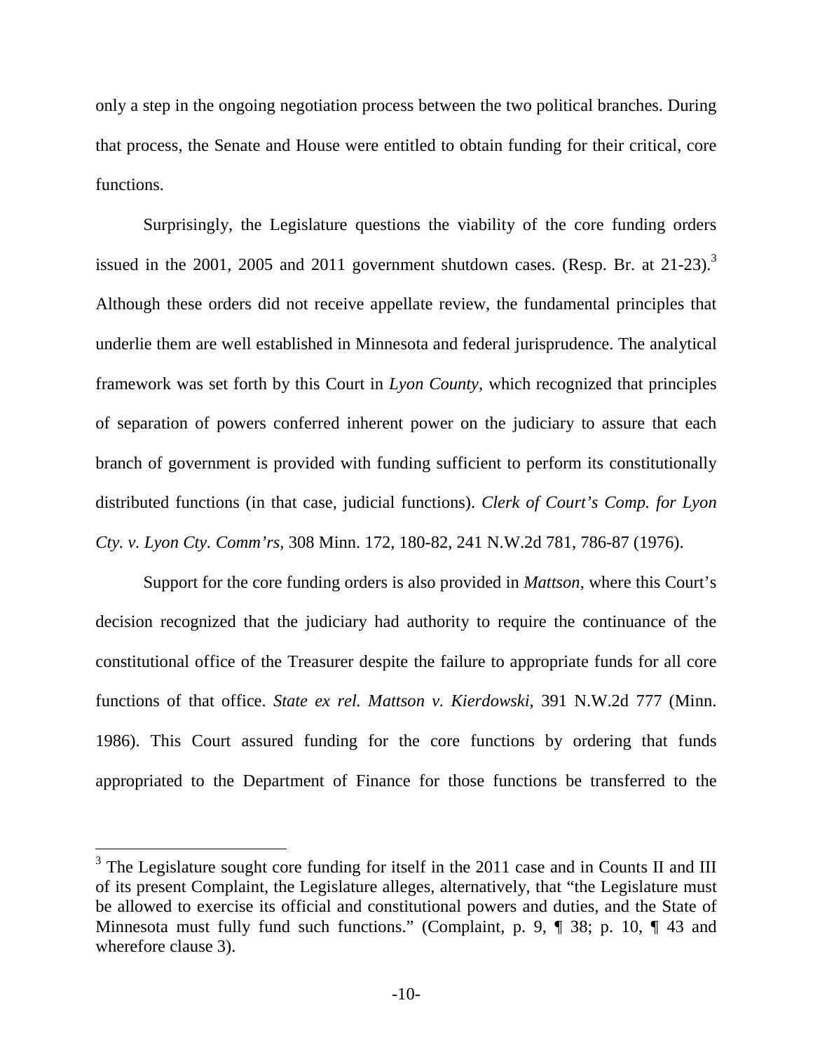only a step in the ongoing negotiation process between the two political branches. During that process, the Senate and House were entitled to obtain funding for their critical, core functions.

Surprisingly, the Legislature questions the viability of the core funding orders issued in the 2001, 2005 and 2011 government shutdown cases. (Resp. Br. at 21-23).[3] Although these orders did not receive appellate review, the fundamental principles that underlie them are well established in Minnesota and federal jurisprudence. The analytical framework was set forth by this Court in *Lyon County*, which recognized that principles of separation of powers conferred inherent power on the judiciary to assure that each branch of government is provided with funding sufficient to perform its constitutionally distributed functions (in that case, judicial functions). *Clerk of Court's Comp. for Lyon Cty. v. Lyon Cty. Comm'rs*, 308 Minn. 172, 180-82, 241 N.W.2d 781, 786-87 (1976).

Support for the core funding orders is also provided in *Mattson*, where this Court's decision recognized that the judiciary had authority to require the continuance of the constitutional office of the Treasurer despite the failure to appropriate funds for all core functions of that office. *State ex rel. Mattson v. Kierdowski*, 391 N.W.2d 777 (Minn. 1986). This Court assured funding for the core functions by ordering that funds appropriated to the Department of Finance for those functions be transferred to the

[3] The Legislature sought core funding for itself in the 2011 case and in Counts II and III of its present Complaint, the Legislature alleges, alternatively, that "the Legislature must be allowed to exercise its official and constitutional powers and duties, and the State of Minnesota must fully fund such functions." (Complaint, p. 9, ¶ 38; p. 10, ¶ 43 and wherefore clause 3).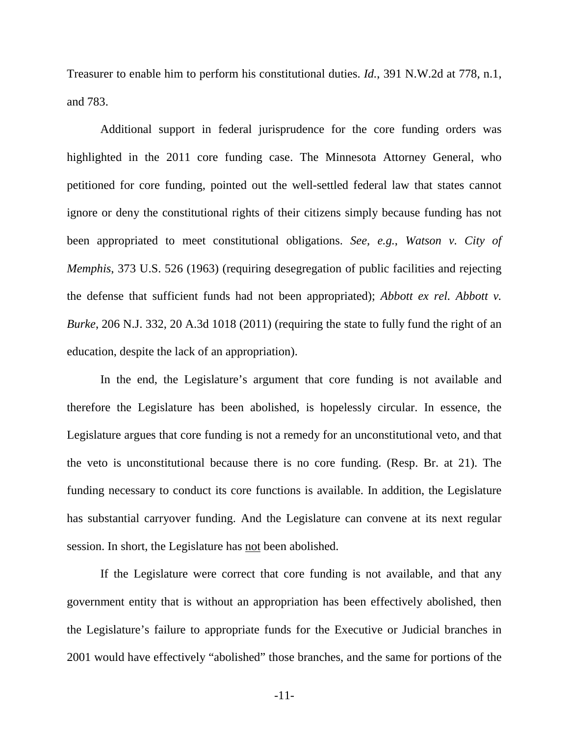Treasurer to enable him to perform his constitutional duties. *Id.*, 391 N.W.2d at 778, n.1, and 783.

Additional support in federal jurisprudence for the core funding orders was highlighted in the 2011 core funding case. The Minnesota Attorney General, who petitioned for core funding, pointed out the well-settled federal law that states cannot ignore or deny the constitutional rights of their citizens simply because funding has not been appropriated to meet constitutional obligations. *See, e.g.*, *Watson v. City of Memphis*, 373 U.S. 526 (1963) (requiring desegregation of public facilities and rejecting the defense that sufficient funds had not been appropriated); *Abbott ex rel. Abbott v. Burke*, 206 N.J. 332, 20 A.3d 1018 (2011) (requiring the state to fully fund the right of an education, despite the lack of an appropriation).

In the end, the Legislature's argument that core funding is not available and therefore the Legislature has been abolished, is hopelessly circular. In essence, the Legislature argues that core funding is not a remedy for an unconstitutional veto, and that the veto is unconstitutional because there is no core funding. (Resp. Br. at 21). The funding necessary to conduct its core functions is available. In addition, the Legislature has substantial carryover funding. And the Legislature can convene at its next regular session. In short, the Legislature has <u>not</u> been abolished.

If the Legislature were correct that core funding is not available, and that any government entity that is without an appropriation has been effectively abolished, then the Legislature's failure to appropriate funds for the Executive or Judicial branches in 2001 would have effectively "abolished" those branches, and the same for portions of the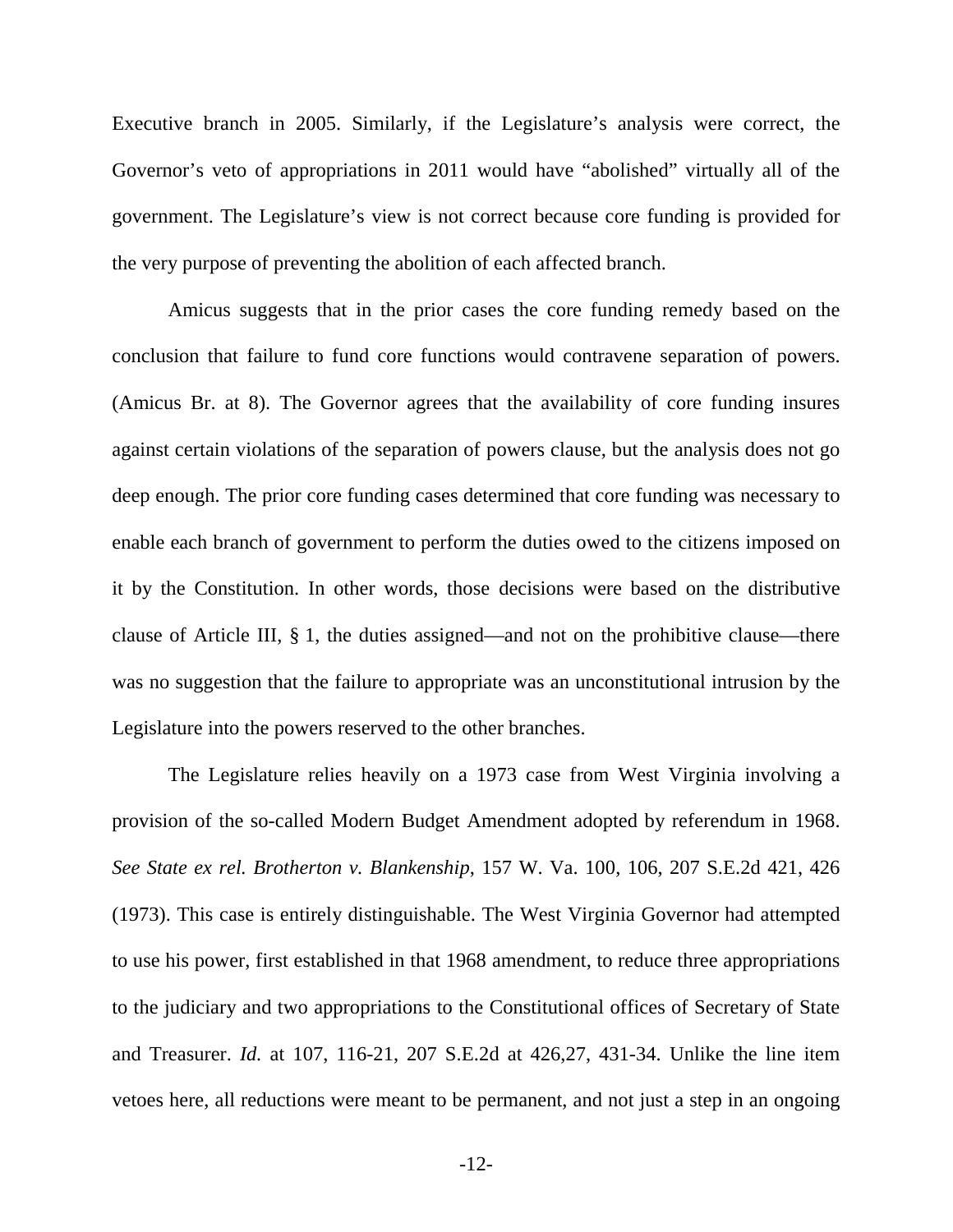Executive branch in 2005. Similarly, if the Legislature's analysis were correct, the Governor's veto of appropriations in 2011 would have "abolished" virtually all of the government. The Legislature's view is not correct because core funding is provided for the very purpose of preventing the abolition of each affected branch.

Amicus suggests that in the prior cases the core funding remedy based on the conclusion that failure to fund core functions would contravene separation of powers. (Amicus Br. at 8). The Governor agrees that the availability of core funding insures against certain violations of the separation of powers clause, but the analysis does not go deep enough. The prior core funding cases determined that core funding was necessary to enable each branch of government to perform the duties owed to the citizens imposed on it by the Constitution. In other words, those decisions were based on the distributive clause of Article III, § 1, the duties assigned—and not on the prohibitive clause—there was no suggestion that the failure to appropriate was an unconstitutional intrusion by the Legislature into the powers reserved to the other branches.

The Legislature relies heavily on a 1973 case from West Virginia involving a provision of the so-called Modern Budget Amendment adopted by referendum in 1968. *See State ex rel. Brotherton v. Blankenship*, 157 W. Va. 100, 106, 207 S.E.2d 421, 426 (1973). This case is entirely distinguishable. The West Virginia Governor had attempted to use his power, first established in that 1968 amendment, to reduce three appropriations to the judiciary and two appropriations to the Constitutional offices of Secretary of State and Treasurer. *Id.* at 107, 116-21, 207 S.E.2d at 426,27, 431-34. Unlike the line item vetoes here, all reductions were meant to be permanent, and not just a step in an ongoing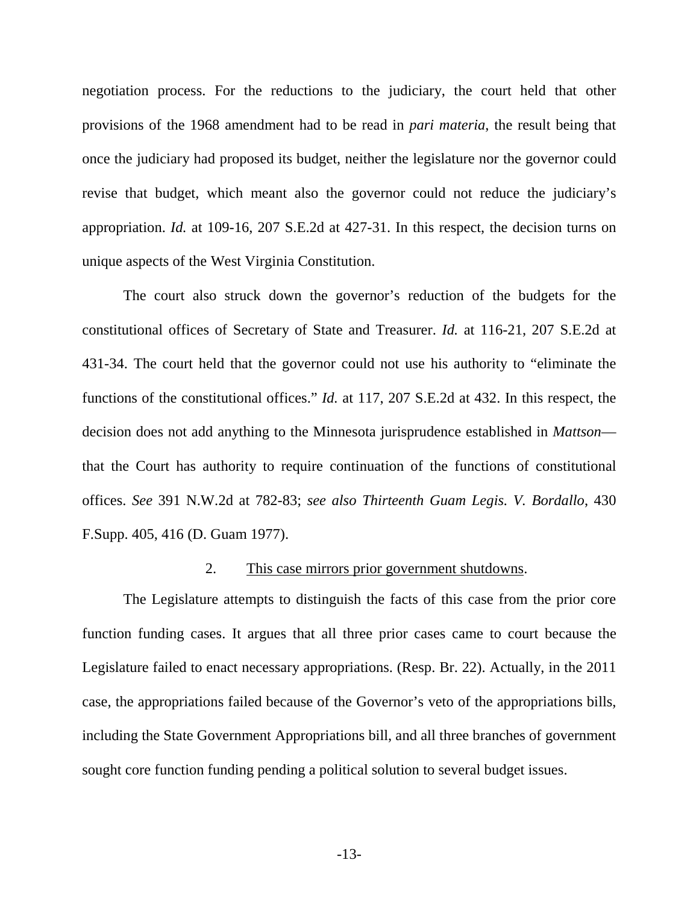negotiation process. For the reductions to the judiciary, the court held that other provisions of the 1968 amendment had to be read in *pari materia,* the result being that once the judiciary had proposed its budget, neither the legislature nor the governor could revise that budget, which meant also the governor could not reduce the judiciary's appropriation. *Id.* at 109-16, 207 S.E.2d at 427-31. In this respect, the decision turns on unique aspects of the West Virginia Constitution.

The court also struck down the governor's reduction of the budgets for the constitutional offices of Secretary of State and Treasurer. *Id.* at 116-21, 207 S.E.2d at 431-34. The court held that the governor could not use his authority to "eliminate the functions of the constitutional offices." *Id.* at 117, 207 S.E.2d at 432. In this respect, the decision does not add anything to the Minnesota jurisprudence established in *Mattson*—that the Court has authority to require continuation of the functions of constitutional offices. *See* 391 N.W.2d at 782-83; *see also Thirteenth Guam Legis. V. Bordallo*, 430 F.Supp. 405, 416 (D. Guam 1977).

2. <u>This case mirrors prior government shutdowns</u>.

The Legislature attempts to distinguish the facts of this case from the prior core function funding cases. It argues that all three prior cases came to court because the Legislature failed to enact necessary appropriations. (Resp. Br. 22). Actually, in the 2011 case, the appropriations failed because of the Governor's veto of the appropriations bills, including the State Government Appropriations bill, and all three branches of government sought core function funding pending a political solution to several budget issues.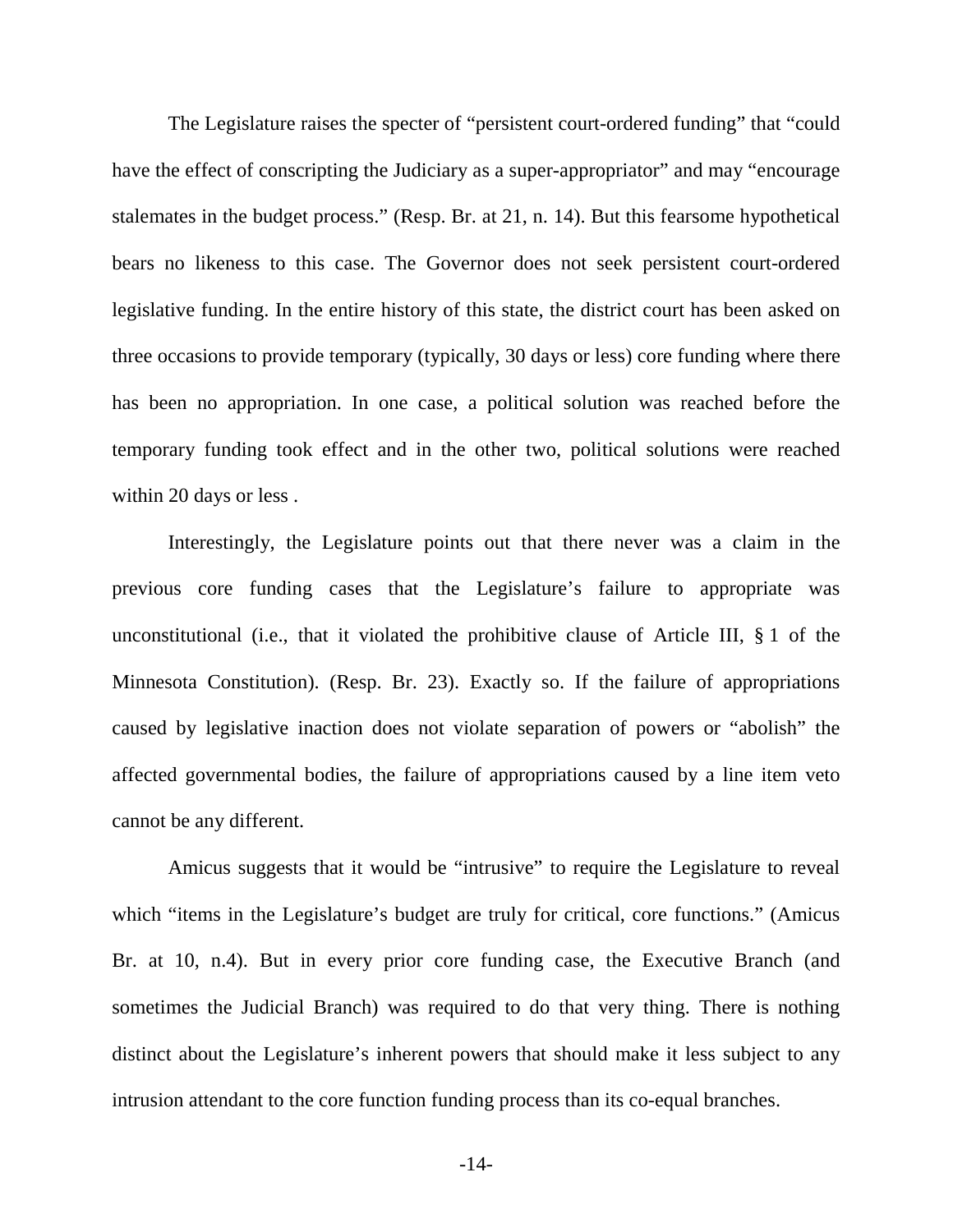The Legislature raises the specter of "persistent court-ordered funding" that "could have the effect of conscripting the Judiciary as a super-appropriator" and may "encourage stalemates in the budget process." (Resp. Br. at 21, n. 14). But this fearsome hypothetical bears no likeness to this case. The Governor does not seek persistent court-ordered legislative funding. In the entire history of this state, the district court has been asked on three occasions to provide temporary (typically, 30 days or less) core funding where there has been no appropriation. In one case, a political solution was reached before the temporary funding took effect and in the other two, political solutions were reached within 20 days or less .

Interestingly, the Legislature points out that there never was a claim in the previous core funding cases that the Legislature's failure to appropriate was unconstitutional (i.e., that it violated the prohibitive clause of Article III, § 1 of the Minnesota Constitution). (Resp. Br. 23). Exactly so. If the failure of appropriations caused by legislative inaction does not violate separation of powers or "abolish" the affected governmental bodies, the failure of appropriations caused by a line item veto cannot be any different.

Amicus suggests that it would be "intrusive" to require the Legislature to reveal which "items in the Legislature's budget are truly for critical, core functions." (Amicus Br. at 10, n.4). But in every prior core funding case, the Executive Branch (and sometimes the Judicial Branch) was required to do that very thing. There is nothing distinct about the Legislature's inherent powers that should make it less subject to any intrusion attendant to the core function funding process than its co-equal branches.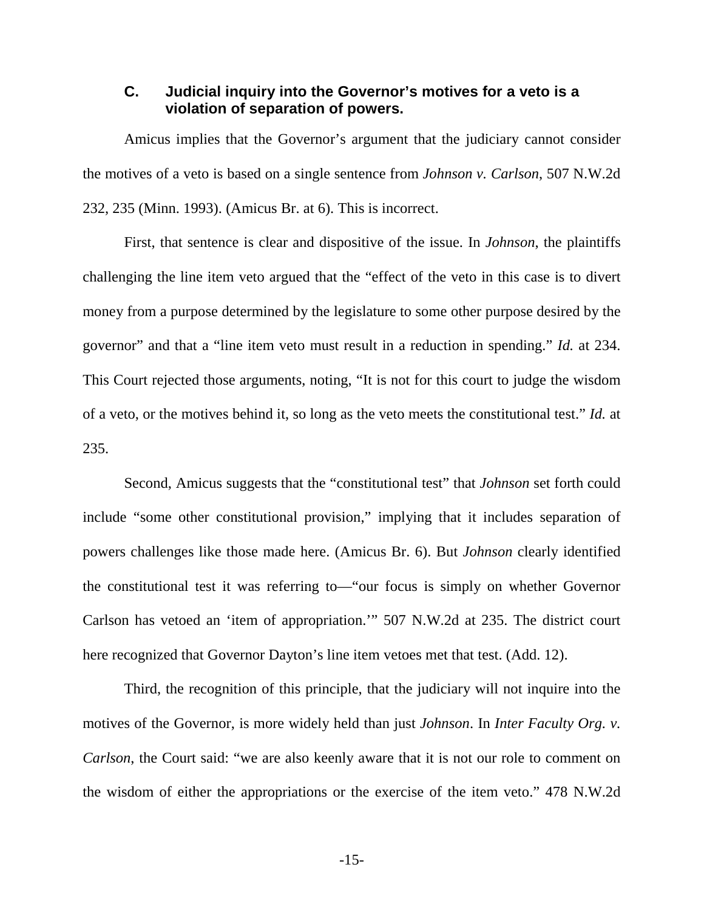### C. Judicial inquiry into the Governor's motives for a veto is a violation of separation of powers.

Amicus implies that the Governor's argument that the judiciary cannot consider the motives of a veto is based on a single sentence from *Johnson v. Carlson*, 507 N.W.2d 232, 235 (Minn. 1993). (Amicus Br. at 6). This is incorrect.

First, that sentence is clear and dispositive of the issue. In *Johnson*, the plaintiffs challenging the line item veto argued that the "effect of the veto in this case is to divert money from a purpose determined by the legislature to some other purpose desired by the governor" and that a "line item veto must result in a reduction in spending." *Id.* at 234. This Court rejected those arguments, noting, "It is not for this court to judge the wisdom of a veto, or the motives behind it, so long as the veto meets the constitutional test." *Id.* at 235.

Second, Amicus suggests that the "constitutional test" that *Johnson* set forth could include "some other constitutional provision," implying that it includes separation of powers challenges like those made here. (Amicus Br. 6). But *Johnson* clearly identified the constitutional test it was referring to—"our focus is simply on whether Governor Carlson has vetoed an 'item of appropriation.'" 507 N.W.2d at 235. The district court here recognized that Governor Dayton's line item vetoes met that test. (Add. 12).

Third, the recognition of this principle, that the judiciary will not inquire into the motives of the Governor, is more widely held than just *Johnson*. In *Inter Faculty Org. v. Carlson*, the Court said: "we are also keenly aware that it is not our role to comment on the wisdom of either the appropriations or the exercise of the item veto." 478 N.W.2d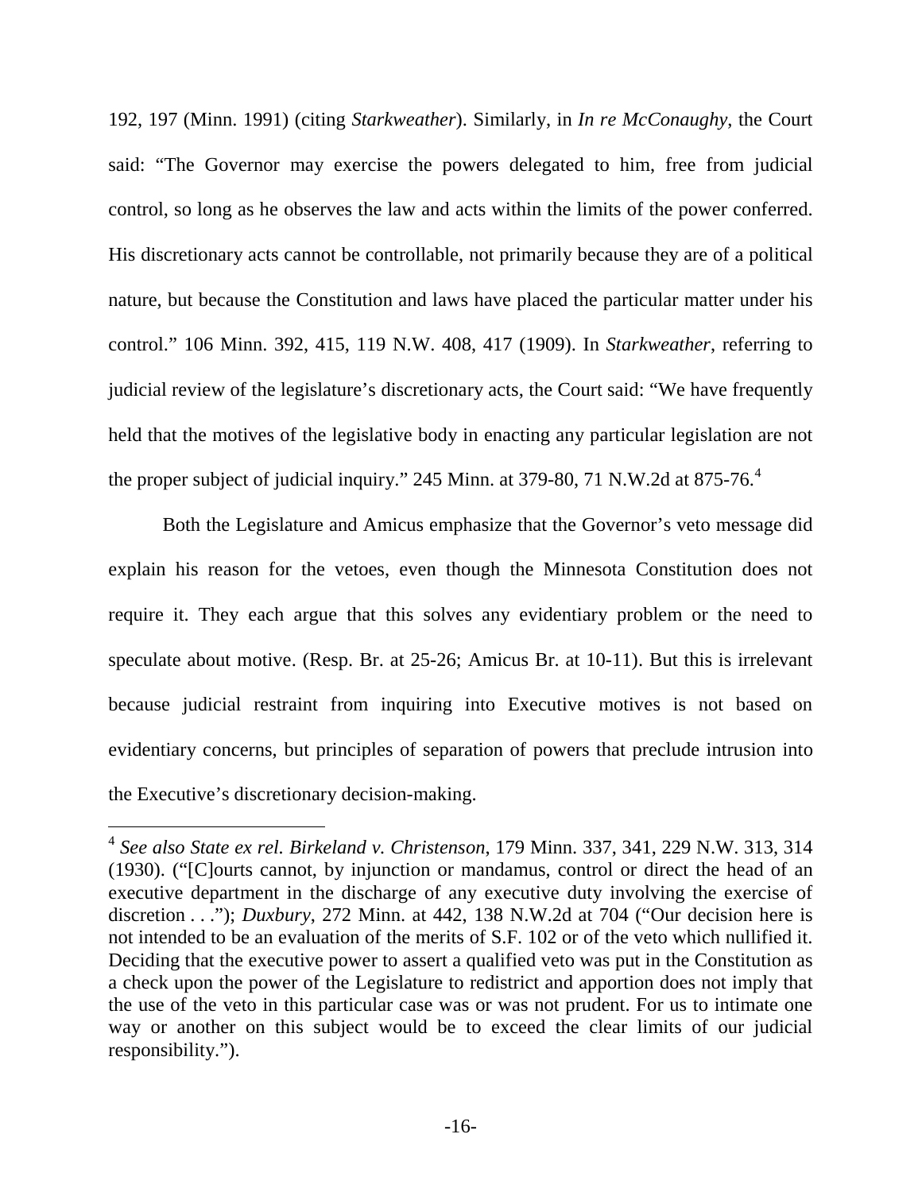192, 197 (Minn. 1991) (citing *Starkweather*). Similarly, in *In re McConaughy*, the Court said: "The Governor may exercise the powers delegated to him, free from judicial control, so long as he observes the law and acts within the limits of the power conferred. His discretionary acts cannot be controllable, not primarily because they are of a political nature, but because the Constitution and laws have placed the particular matter under his control." 106 Minn. 392, 415, 119 N.W. 408, 417 (1909). In *Starkweather*, referring to judicial review of the legislature's discretionary acts, the Court said: "We have frequently held that the motives of the legislative body in enacting any particular legislation are not the proper subject of judicial inquiry." 245 Minn. at 379-80, 71 N.W.2d at 875-76.[4]

Both the Legislature and Amicus emphasize that the Governor's veto message did explain his reason for the vetoes, even though the Minnesota Constitution does not require it. They each argue that this solves any evidentiary problem or the need to speculate about motive. (Resp. Br. at 25-26; Amicus Br. at 10-11). But this is irrelevant because judicial restraint from inquiring into Executive motives is not based on evidentiary concerns, but principles of separation of powers that preclude intrusion into the Executive's discretionary decision-making.

---

[4] *See also State ex rel. Birkeland v. Christenson*, 179 Minn. 337, 341, 229 N.W. 313, 314 (1930). ("[C]ourts cannot, by injunction or mandamus, control or direct the head of an executive department in the discharge of any executive duty involving the exercise of discretion . . ."); *Duxbury*, 272 Minn. at 442, 138 N.W.2d at 704 ("Our decision here is not intended to be an evaluation of the merits of S.F. 102 or of the veto which nullified it. Deciding that the executive power to assert a qualified veto was put in the Constitution as a check upon the power of the Legislature to redistrict and apportion does not imply that the use of the veto in this particular case was or was not prudent. For us to intimate one way or another on this subject would be to exceed the clear limits of our judicial responsibility.").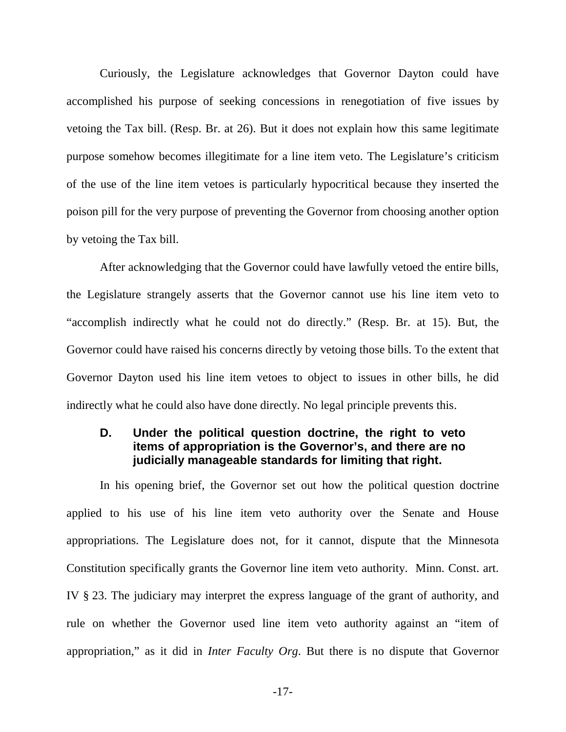Curiously, the Legislature acknowledges that Governor Dayton could have accomplished his purpose of seeking concessions in renegotiation of five issues by vetoing the Tax bill. (Resp. Br. at 26). But it does not explain how this same legitimate purpose somehow becomes illegitimate for a line item veto. The Legislature's criticism of the use of the line item vetoes is particularly hypocritical because they inserted the poison pill for the very purpose of preventing the Governor from choosing another option by vetoing the Tax bill.

After acknowledging that the Governor could have lawfully vetoed the entire bills, the Legislature strangely asserts that the Governor cannot use his line item veto to "accomplish indirectly what he could not do directly." (Resp. Br. at 15). But, the Governor could have raised his concerns directly by vetoing those bills. To the extent that Governor Dayton used his line item vetoes to object to issues in other bills, he did indirectly what he could also have done directly. No legal principle prevents this.

### D. Under the political question doctrine, the right to veto items of appropriation is the Governor's, and there are no judicially manageable standards for limiting that right.

In his opening brief, the Governor set out how the political question doctrine applied to his use of his line item veto authority over the Senate and House appropriations. The Legislature does not, for it cannot, dispute that the Minnesota Constitution specifically grants the Governor line item veto authority. Minn. Const. art. IV § 23. The judiciary may interpret the express language of the grant of authority, and rule on whether the Governor used line item veto authority against an "item of appropriation," as it did in *Inter Faculty Org.* But there is no dispute that Governor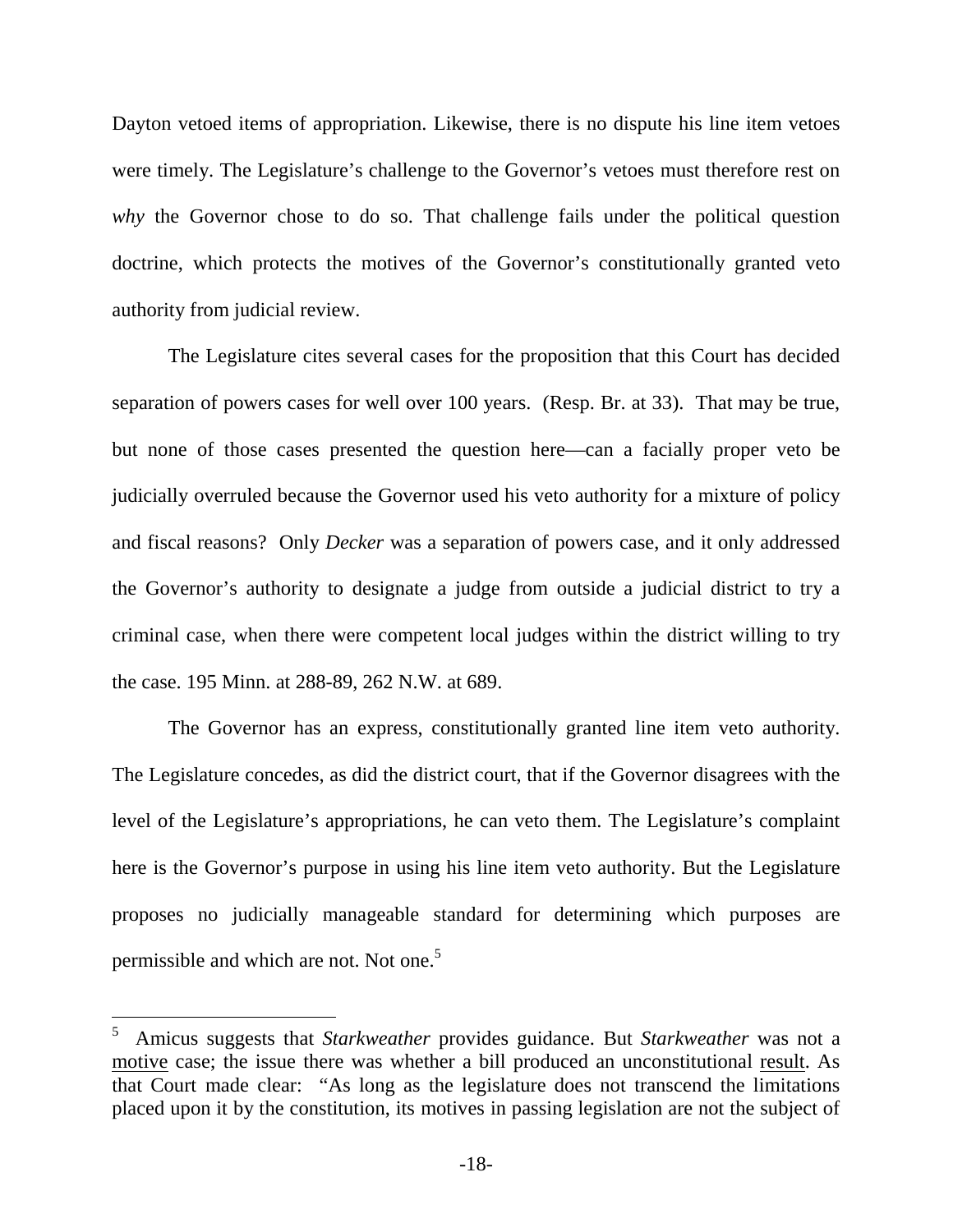Dayton vetoed items of appropriation. Likewise, there is no dispute his line item vetoes were timely. The Legislature's challenge to the Governor's vetoes must therefore rest on *why* the Governor chose to do so. That challenge fails under the political question doctrine, which protects the motives of the Governor's constitutionally granted veto authority from judicial review.

The Legislature cites several cases for the proposition that this Court has decided separation of powers cases for well over 100 years. (Resp. Br. at 33). That may be true, but none of those cases presented the question here—can a facially proper veto be judicially overruled because the Governor used his veto authority for a mixture of policy and fiscal reasons? Only *Decker* was a separation of powers case, and it only addressed the Governor's authority to designate a judge from outside a judicial district to try a criminal case, when there were competent local judges within the district willing to try the case. 195 Minn. at 288-89, 262 N.W. at 689.

The Governor has an express, constitutionally granted line item veto authority. The Legislature concedes, as did the district court, that if the Governor disagrees with the level of the Legislature's appropriations, he can veto them. The Legislature's complaint here is the Governor's purpose in using his line item veto authority. But the Legislature proposes no judicially manageable standard for determining which purposes are permissible and which are not. Not one.[5]

---

[5] Amicus suggests that *Starkweather* provides guidance. But *Starkweather* was not a <u>motive</u> case; the issue there was whether a bill produced an unconstitutional <u>result</u>. As that Court made clear: "As long as the legislature does not transcend the limitations placed upon it by the constitution, its motives in passing legislation are not the subject of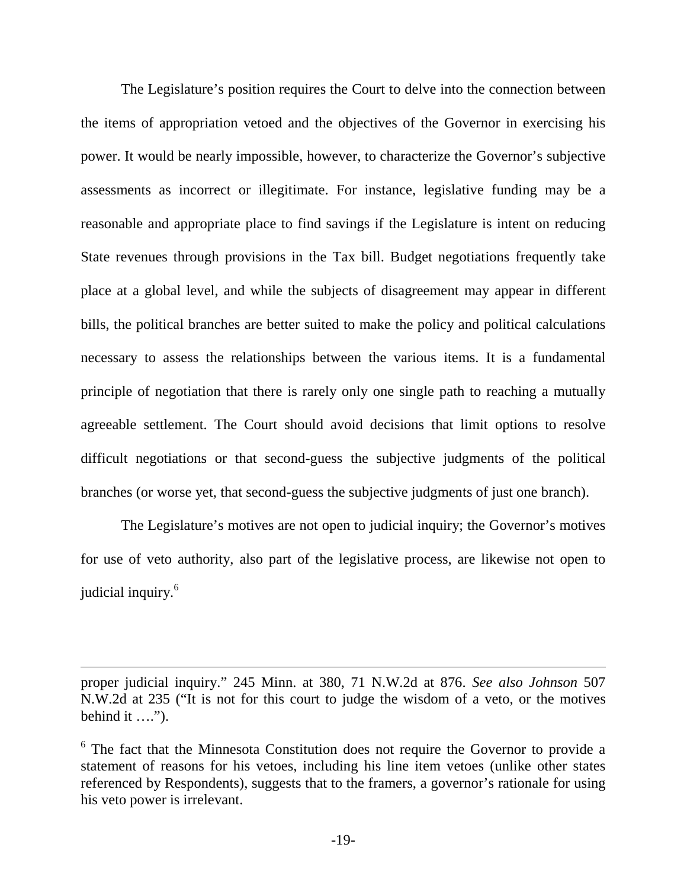The Legislature's position requires the Court to delve into the connection between the items of appropriation vetoed and the objectives of the Governor in exercising his power. It would be nearly impossible, however, to characterize the Governor's subjective assessments as incorrect or illegitimate. For instance, legislative funding may be a reasonable and appropriate place to find savings if the Legislature is intent on reducing State revenues through provisions in the Tax bill. Budget negotiations frequently take place at a global level, and while the subjects of disagreement may appear in different bills, the political branches are better suited to make the policy and political calculations necessary to assess the relationships between the various items. It is a fundamental principle of negotiation that there is rarely only one single path to reaching a mutually agreeable settlement. The Court should avoid decisions that limit options to resolve difficult negotiations or that second-guess the subjective judgments of the political branches (or worse yet, that second-guess the subjective judgments of just one branch).

The Legislature's motives are not open to judicial inquiry; the Governor's motives for use of veto authority, also part of the legislative process, are likewise not open to judicial inquiry.[6]

---

proper judicial inquiry." 245 Minn. at 380, 71 N.W.2d at 876. *See also Johnson* 507 N.W.2d at 235 ("It is not for this court to judge the wisdom of a veto, or the motives behind it ….").

[6] The fact that the Minnesota Constitution does not require the Governor to provide a statement of reasons for his vetoes, including his line item vetoes (unlike other states referenced by Respondents), suggests that to the framers, a governor's rationale for using his veto power is irrelevant.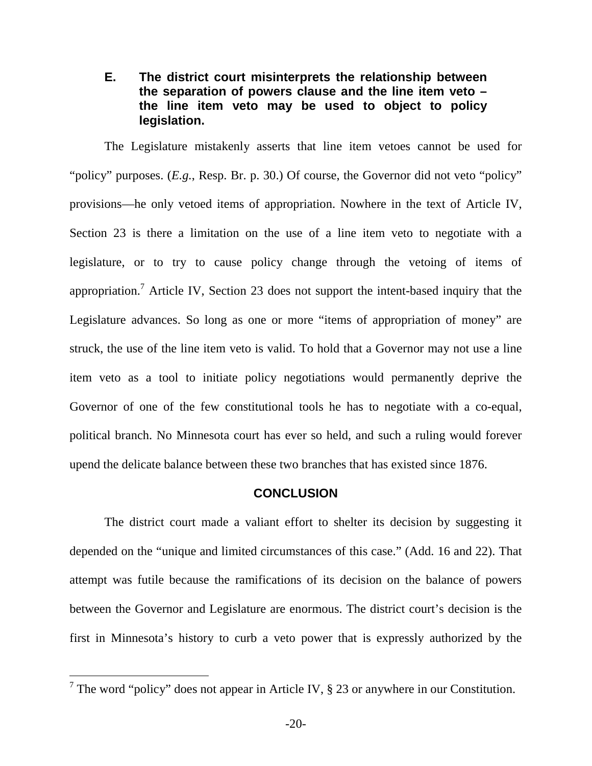### E. The district court misinterprets the relationship between the separation of powers clause and the line item veto – the line item veto may be used to object to policy legislation.

The Legislature mistakenly asserts that line item vetoes cannot be used for "policy" purposes. (*E.g.*, Resp. Br. p. 30.) Of course, the Governor did not veto "policy" provisions—he only vetoed items of appropriation. Nowhere in the text of Article IV, Section 23 is there a limitation on the use of a line item veto to negotiate with a legislature, or to try to cause policy change through the vetoing of items of appropriation.[7] Article IV, Section 23 does not support the intent-based inquiry that the Legislature advances. So long as one or more "items of appropriation of money" are struck, the use of the line item veto is valid. To hold that a Governor may not use a line item veto as a tool to initiate policy negotiations would permanently deprive the Governor of one of the few constitutional tools he has to negotiate with a co-equal, political branch. No Minnesota court has ever so held, and such a ruling would forever upend the delicate balance between these two branches that has existed since 1876.

## CONCLUSION

The district court made a valiant effort to shelter its decision by suggesting it depended on the "unique and limited circumstances of this case." (Add. 16 and 22). That attempt was futile because the ramifications of its decision on the balance of powers between the Governor and Legislature are enormous. The district court's decision is the first in Minnesota's history to curb a veto power that is expressly authorized by the

[7] The word "policy" does not appear in Article IV, § 23 or anywhere in our Constitution.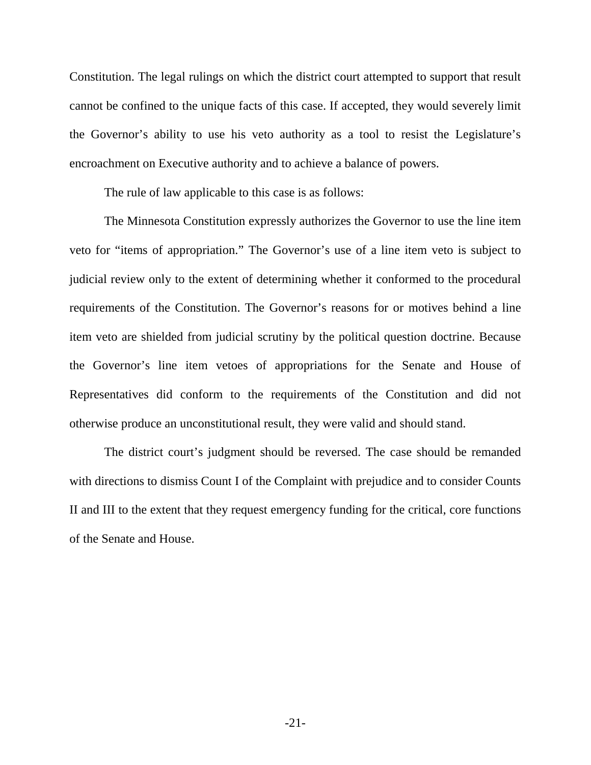Constitution. The legal rulings on which the district court attempted to support that result cannot be confined to the unique facts of this case. If accepted, they would severely limit the Governor's ability to use his veto authority as a tool to resist the Legislature's encroachment on Executive authority and to achieve a balance of powers.

The rule of law applicable to this case is as follows:

The Minnesota Constitution expressly authorizes the Governor to use the line item veto for "items of appropriation." The Governor's use of a line item veto is subject to judicial review only to the extent of determining whether it conformed to the procedural requirements of the Constitution. The Governor's reasons for or motives behind a line item veto are shielded from judicial scrutiny by the political question doctrine. Because the Governor's line item vetoes of appropriations for the Senate and House of Representatives did conform to the requirements of the Constitution and did not otherwise produce an unconstitutional result, they were valid and should stand.

The district court's judgment should be reversed. The case should be remanded with directions to dismiss Count I of the Complaint with prejudice and to consider Counts II and III to the extent that they request emergency funding for the critical, core functions of the Senate and House.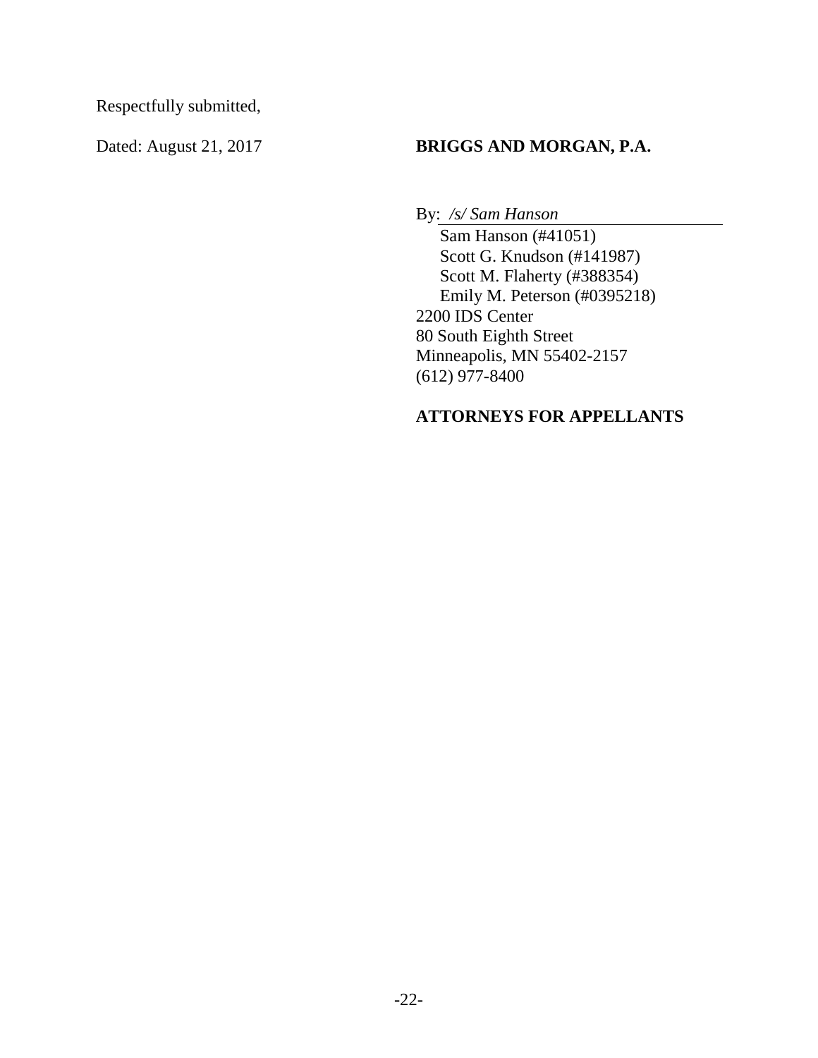Respectfully submitted,

Dated: August 21, 2017

**BRIGGS AND MORGAN, P.A.**

By: */s/ Sam Hanson*

Sam Hanson (#41051)
Scott G. Knudson (#141987)
Scott M. Flaherty (#388354)
Emily M. Peterson (#0395218)
2200 IDS Center
80 South Eighth Street
Minneapolis, MN 55402-2157
(612) 977-8400

**ATTORNEYS FOR APPELLANTS**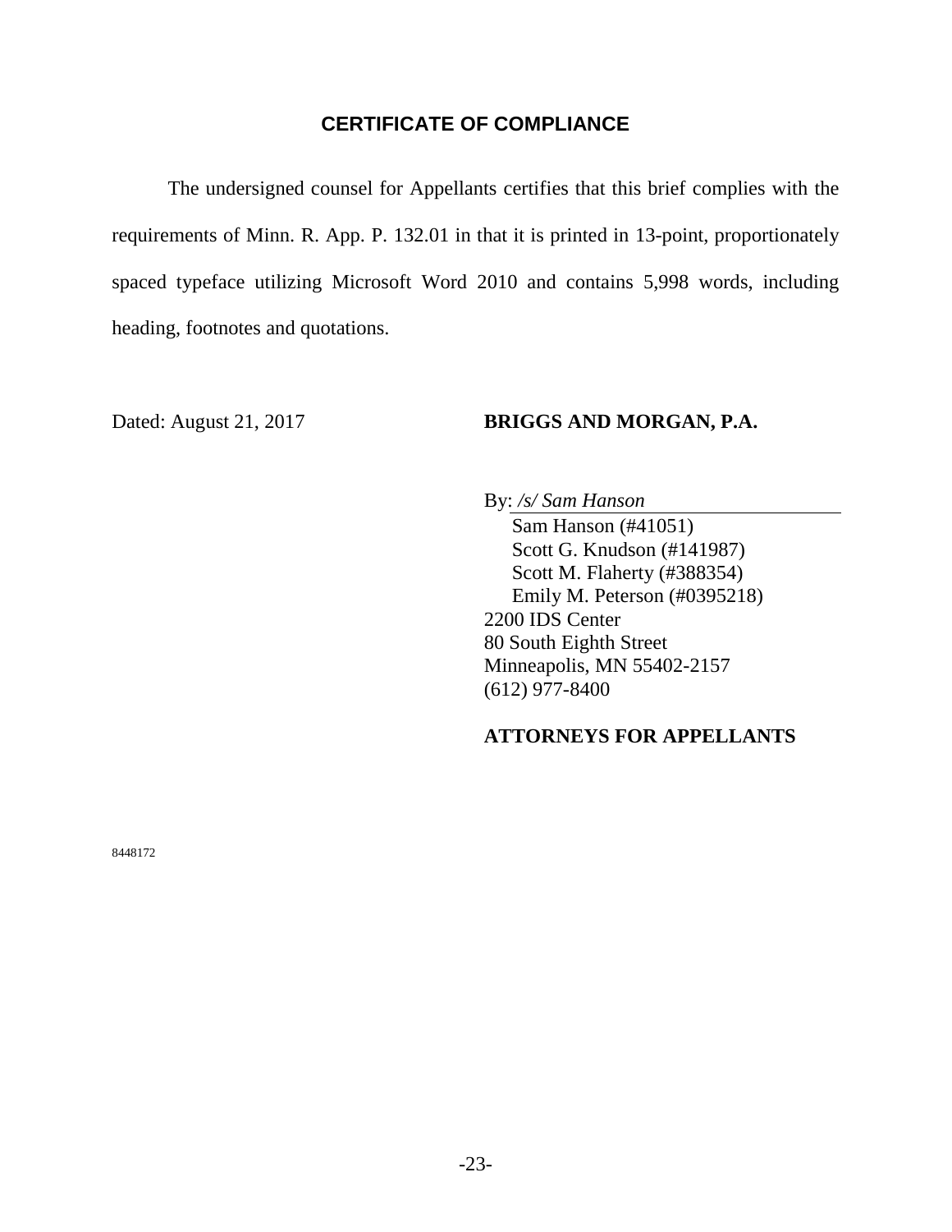## CERTIFICATE OF COMPLIANCE

The undersigned counsel for Appellants certifies that this brief complies with the requirements of Minn. R. App. P. 132.01 in that it is printed in 13-point, proportionately spaced typeface utilizing Microsoft Word 2010 and contains 5,998 words, including heading, footnotes and quotations.

Dated: August 21, 2017

**BRIGGS AND MORGAN, P.A.**

By: */s/ Sam Hanson*
Sam Hanson (#41051)
Scott G. Knudson (#141987)
Scott M. Flaherty (#388354)
Emily M. Peterson (#0395218)
2200 IDS Center
80 South Eighth Street
Minneapolis, MN 55402-2157
(612) 977-8400

**ATTORNEYS FOR APPELLANTS**

8448172